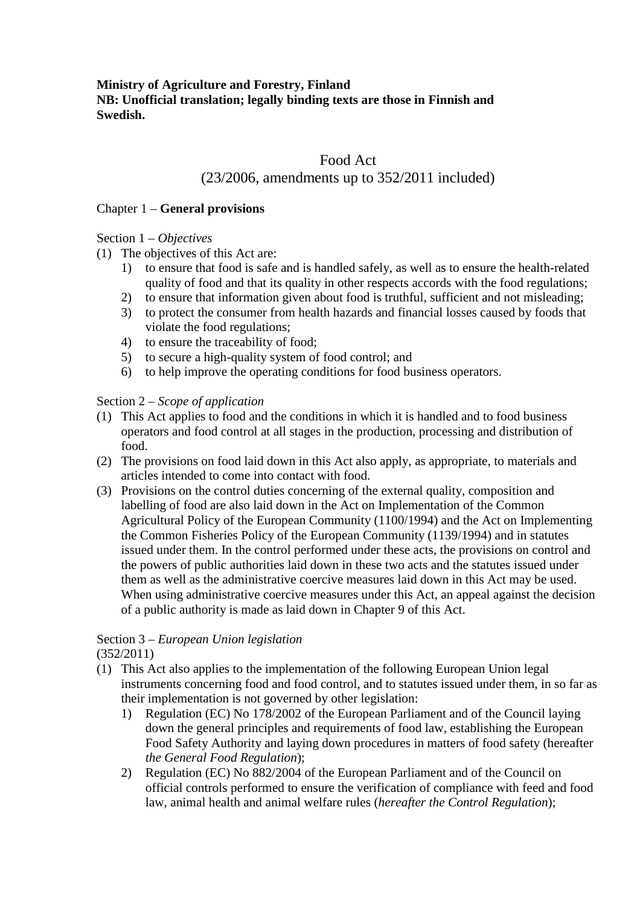**Ministry of Agriculture and Forestry, Finland**
**NB: Unofficial translation; legally binding texts are those in Finnish and Swedish.**

# Food Act
(23/2006, amendments up to 352/2011 included)

## Chapter 1 – **General provisions**

### Section 1 – *Objectives*

(1) The objectives of this Act are:
   1) to ensure that food is safe and is handled safely, as well as to ensure the health-related quality of food and that its quality in other respects accords with the food regulations;
   2) to ensure that information given about food is truthful, sufficient and not misleading;
   3) to protect the consumer from health hazards and financial losses caused by foods that violate the food regulations;
   4) to ensure the traceability of food;
   5) to secure a high-quality system of food control; and
   6) to help improve the operating conditions for food business operators.

### Section 2 – *Scope of application*

(1) This Act applies to food and the conditions in which it is handled and to food business operators and food control at all stages in the production, processing and distribution of food.

(2) The provisions on food laid down in this Act also apply, as appropriate, to materials and articles intended to come into contact with food.

(3) Provisions on the control duties concerning of the external quality, composition and labelling of food are also laid down in the Act on Implementation of the Common Agricultural Policy of the European Community (1100/1994) and the Act on Implementing the Common Fisheries Policy of the European Community (1139/1994) and in statutes issued under them. In the control performed under these acts, the provisions on control and the powers of public authorities laid down in these two acts and the statutes issued under them as well as the administrative coercive measures laid down in this Act may be used. When using administrative coercive measures under this Act, an appeal against the decision of a public authority is made as laid down in Chapter 9 of this Act.

### Section 3 – *European Union legislation*
(352/2011)

(1) This Act also applies to the implementation of the following European Union legal instruments concerning food and food control, and to statutes issued under them, in so far as their implementation is not governed by other legislation:
   1) Regulation (EC) No 178/2002 of the European Parliament and of the Council laying down the general principles and requirements of food law, establishing the European Food Safety Authority and laying down procedures in matters of food safety (hereafter *the General Food Regulation*);
   2) Regulation (EC) No 882/2004 of the European Parliament and of the Council on official controls performed to ensure the verification of compliance with feed and food law, animal health and animal welfare rules (*hereafter the Control Regulation*);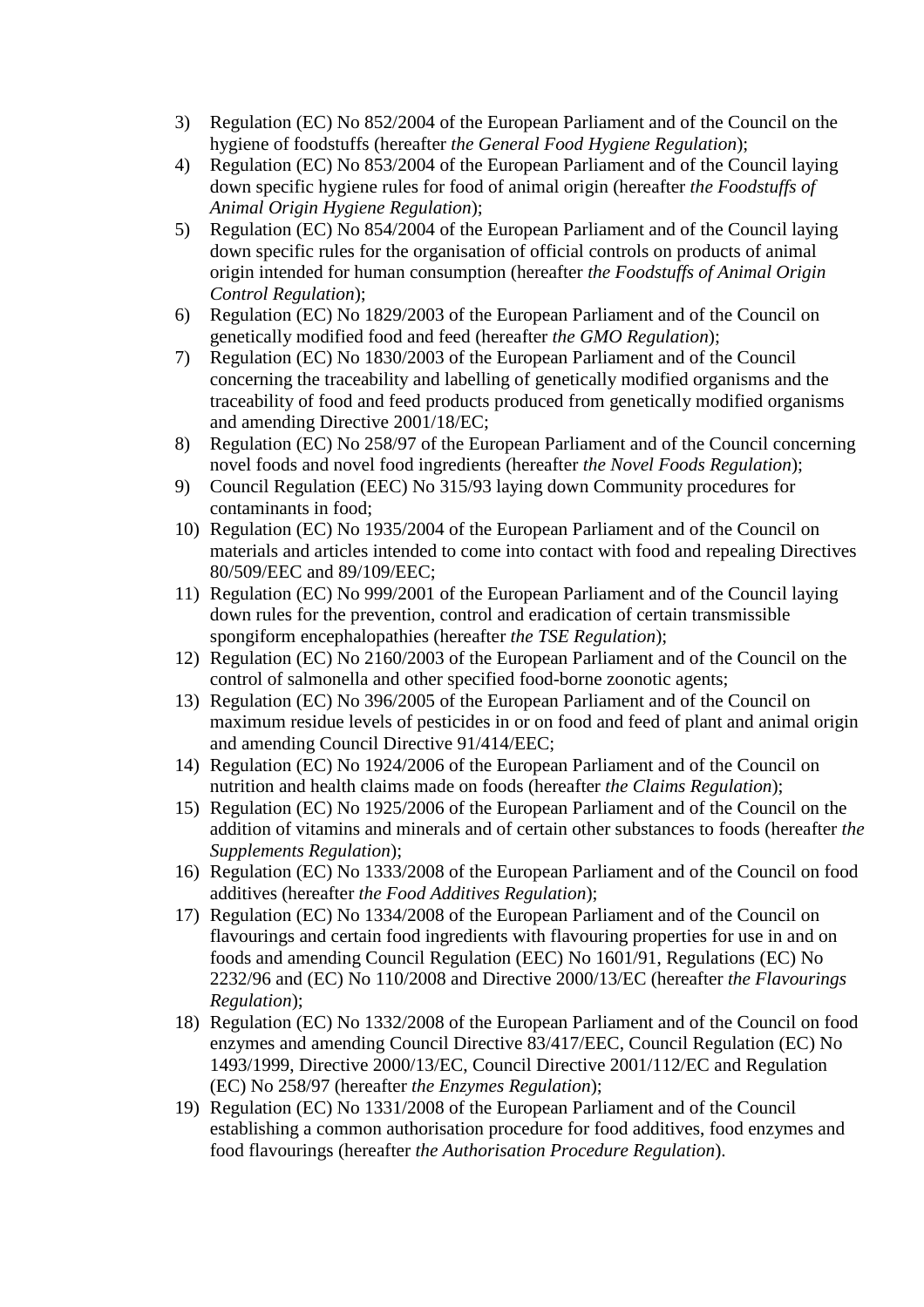3) Regulation (EC) No 852/2004 of the European Parliament and of the Council on the hygiene of foodstuffs (hereafter *the General Food Hygiene Regulation*);
4) Regulation (EC) No 853/2004 of the European Parliament and of the Council laying down specific hygiene rules for food of animal origin (hereafter *the Foodstuffs of Animal Origin Hygiene Regulation*);
5) Regulation (EC) No 854/2004 of the European Parliament and of the Council laying down specific rules for the organisation of official controls on products of animal origin intended for human consumption (hereafter *the Foodstuffs of Animal Origin Control Regulation*);
6) Regulation (EC) No 1829/2003 of the European Parliament and of the Council on genetically modified food and feed (hereafter *the GMO Regulation*);
7) Regulation (EC) No 1830/2003 of the European Parliament and of the Council concerning the traceability and labelling of genetically modified organisms and the traceability of food and feed products produced from genetically modified organisms and amending Directive 2001/18/EC;
8) Regulation (EC) No 258/97 of the European Parliament and of the Council concerning novel foods and novel food ingredients (hereafter *the Novel Foods Regulation*);
9) Council Regulation (EEC) No 315/93 laying down Community procedures for contaminants in food;
10) Regulation (EC) No 1935/2004 of the European Parliament and of the Council on materials and articles intended to come into contact with food and repealing Directives 80/509/EEC and 89/109/EEC;
11) Regulation (EC) No 999/2001 of the European Parliament and of the Council laying down rules for the prevention, control and eradication of certain transmissible spongiform encephalopathies (hereafter *the TSE Regulation*);
12) Regulation (EC) No 2160/2003 of the European Parliament and of the Council on the control of salmonella and other specified food-borne zoonotic agents;
13) Regulation (EC) No 396/2005 of the European Parliament and of the Council on maximum residue levels of pesticides in or on food and feed of plant and animal origin and amending Council Directive 91/414/EEC;
14) Regulation (EC) No 1924/2006 of the European Parliament and of the Council on nutrition and health claims made on foods (hereafter *the Claims Regulation*);
15) Regulation (EC) No 1925/2006 of the European Parliament and of the Council on the addition of vitamins and minerals and of certain other substances to foods (hereafter *the Supplements Regulation*);
16) Regulation (EC) No 1333/2008 of the European Parliament and of the Council on food additives (hereafter *the Food Additives Regulation*);
17) Regulation (EC) No 1334/2008 of the European Parliament and of the Council on flavourings and certain food ingredients with flavouring properties for use in and on foods and amending Council Regulation (EEC) No 1601/91, Regulations (EC) No 2232/96 and (EC) No 110/2008 and Directive 2000/13/EC (hereafter *the Flavourings Regulation*);
18) Regulation (EC) No 1332/2008 of the European Parliament and of the Council on food enzymes and amending Council Directive 83/417/EEC, Council Regulation (EC) No 1493/1999, Directive 2000/13/EC, Council Directive 2001/112/EC and Regulation (EC) No 258/97 (hereafter *the Enzymes Regulation*);
19) Regulation (EC) No 1331/2008 of the European Parliament and of the Council establishing a common authorisation procedure for food additives, food enzymes and food flavourings (hereafter *the Authorisation Procedure Regulation*).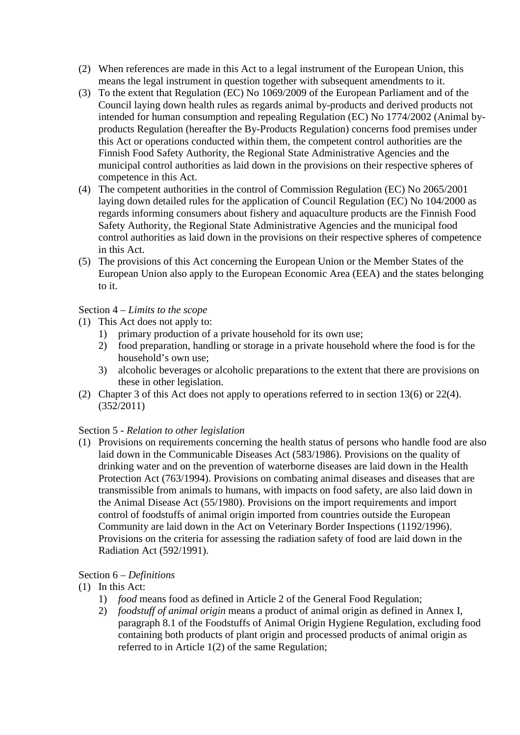(2) When references are made in this Act to a legal instrument of the European Union, this means the legal instrument in question together with subsequent amendments to it.

(3) To the extent that Regulation (EC) No 1069/2009 of the European Parliament and of the Council laying down health rules as regards animal by-products and derived products not intended for human consumption and repealing Regulation (EC) No 1774/2002 (Animal by-products Regulation (hereafter the By-Products Regulation) concerns food premises under this Act or operations conducted within them, the competent control authorities are the Finnish Food Safety Authority, the Regional State Administrative Agencies and the municipal control authorities as laid down in the provisions on their respective spheres of competence in this Act.

(4) The competent authorities in the control of Commission Regulation (EC) No 2065/2001 laying down detailed rules for the application of Council Regulation (EC) No 104/2000 as regards informing consumers about fishery and aquaculture products are the Finnish Food Safety Authority, the Regional State Administrative Agencies and the municipal food control authorities as laid down in the provisions on their respective spheres of competence in this Act.

(5) The provisions of this Act concerning the European Union or the Member States of the European Union also apply to the European Economic Area (EEA) and the states belonging to it.

Section 4 – *Limits to the scope*

(1) This Act does not apply to:
   1) primary production of a private household for its own use;
   2) food preparation, handling or storage in a private household where the food is for the household's own use;
   3) alcoholic beverages or alcoholic preparations to the extent that there are provisions on these in other legislation.

(2) Chapter 3 of this Act does not apply to operations referred to in section 13(6) or 22(4). (352/2011)

Section 5 - *Relation to other legislation*

(1) Provisions on requirements concerning the health status of persons who handle food are also laid down in the Communicable Diseases Act (583/1986). Provisions on the quality of drinking water and on the prevention of waterborne diseases are laid down in the Health Protection Act (763/1994). Provisions on combating animal diseases and diseases that are transmissible from animals to humans, with impacts on food safety, are also laid down in the Animal Disease Act (55/1980). Provisions on the import requirements and import control of foodstuffs of animal origin imported from countries outside the European Community are laid down in the Act on Veterinary Border Inspections (1192/1996). Provisions on the criteria for assessing the radiation safety of food are laid down in the Radiation Act (592/1991).

Section 6 – *Definitions*

(1) In this Act:
   1) *food* means food as defined in Article 2 of the General Food Regulation;
   2) *foodstuff of animal origin* means a product of animal origin as defined in Annex I, paragraph 8.1 of the Foodstuffs of Animal Origin Hygiene Regulation, excluding food containing both products of plant origin and processed products of animal origin as referred to in Article 1(2) of the same Regulation;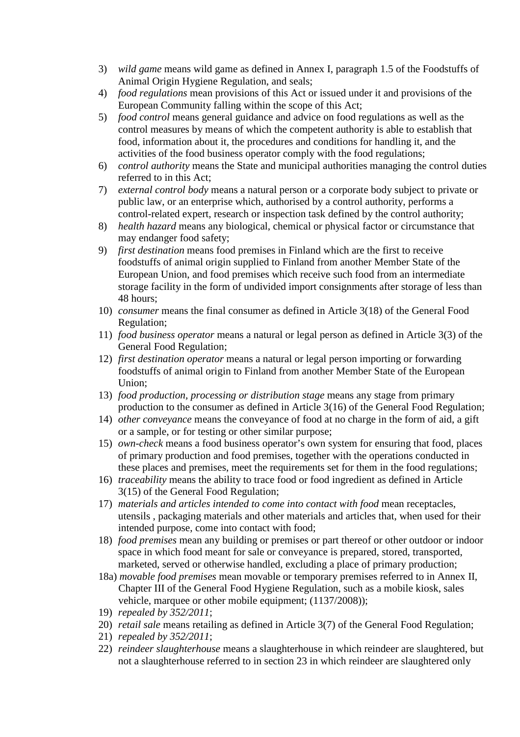3) *wild game* means wild game as defined in Annex I, paragraph 1.5 of the Foodstuffs of Animal Origin Hygiene Regulation, and seals;
4) *food regulations* mean provisions of this Act or issued under it and provisions of the European Community falling within the scope of this Act;
5) *food control* means general guidance and advice on food regulations as well as the control measures by means of which the competent authority is able to establish that food, information about it, the procedures and conditions for handling it, and the activities of the food business operator comply with the food regulations;
6) *control authority* means the State and municipal authorities managing the control duties referred to in this Act;
7) *external control body* means a natural person or a corporate body subject to private or public law, or an enterprise which, authorised by a control authority, performs a control-related expert, research or inspection task defined by the control authority;
8) *health hazard* means any biological, chemical or physical factor or circumstance that may endanger food safety;
9) *first destination* means food premises in Finland which are the first to receive foodstuffs of animal origin supplied to Finland from another Member State of the European Union, and food premises which receive such food from an intermediate storage facility in the form of undivided import consignments after storage of less than 48 hours;
10) *consumer* means the final consumer as defined in Article 3(18) of the General Food Regulation;
11) *food business operator* means a natural or legal person as defined in Article 3(3) of the General Food Regulation;
12) *first destination operator* means a natural or legal person importing or forwarding foodstuffs of animal origin to Finland from another Member State of the European Union;
13) *food production, processing or distribution stage* means any stage from primary production to the consumer as defined in Article 3(16) of the General Food Regulation;
14) *other conveyance* means the conveyance of food at no charge in the form of aid, a gift or a sample, or for testing or other similar purpose;
15) *own-check* means a food business operator's own system for ensuring that food, places of primary production and food premises, together with the operations conducted in these places and premises, meet the requirements set for them in the food regulations;
16) *traceability* means the ability to trace food or food ingredient as defined in Article 3(15) of the General Food Regulation;
17) *materials and articles intended to come into contact with food* mean receptacles, utensils , packaging materials and other materials and articles that, when used for their intended purpose, come into contact with food;
18) *food premises* mean any building or premises or part thereof or other outdoor or indoor space in which food meant for sale or conveyance is prepared, stored, transported, marketed, served or otherwise handled, excluding a place of primary production;

18a) *movable food premises* mean movable or temporary premises referred to in Annex II, Chapter III of the General Food Hygiene Regulation, such as a mobile kiosk, sales vehicle, marquee or other mobile equipment; (1137/2008));

19) *repealed by 352/2011*;
20) *retail sale* means retailing as defined in Article 3(7) of the General Food Regulation;
21) *repealed by 352/2011*;
22) *reindeer slaughterhouse* means a slaughterhouse in which reindeer are slaughtered, but not a slaughterhouse referred to in section 23 in which reindeer are slaughtered only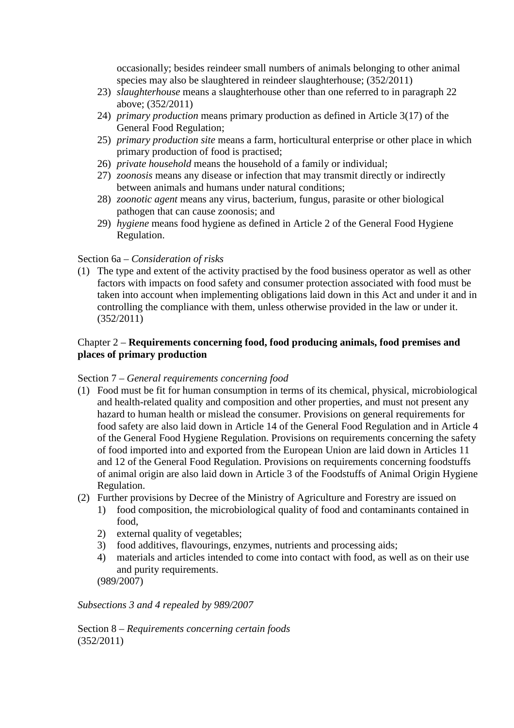occasionally; besides reindeer small numbers of animals belonging to other animal species may also be slaughtered in reindeer slaughterhouse; (352/2011)

23) *slaughterhouse* means a slaughterhouse other than one referred to in paragraph 22 above; (352/2011)
24) *primary production* means primary production as defined in Article 3(17) of the General Food Regulation;
25) *primary production site* means a farm, horticultural enterprise or other place in which primary production of food is practised;
26) *private household* means the household of a family or individual;
27) *zoonosis* means any disease or infection that may transmit directly or indirectly between animals and humans under natural conditions;
28) *zoonotic agent* means any virus, bacterium, fungus, parasite or other biological pathogen that can cause zoonosis; and
29) *hygiene* means food hygiene as defined in Article 2 of the General Food Hygiene Regulation.

Section 6a – *Consideration of risks*

(1) The type and extent of the activity practised by the food business operator as well as other factors with impacts on food safety and consumer protection associated with food must be taken into account when implementing obligations laid down in this Act and under it and in controlling the compliance with them, unless otherwise provided in the law or under it. (352/2011)

Chapter 2 – **Requirements concerning food, food producing animals, food premises and places of primary production**

Section 7 – *General requirements concerning food*

(1) Food must be fit for human consumption in terms of its chemical, physical, microbiological and health-related quality and composition and other properties, and must not present any hazard to human health or mislead the consumer. Provisions on general requirements for food safety are also laid down in Article 14 of the General Food Regulation and in Article 4 of the General Food Hygiene Regulation. Provisions on requirements concerning the safety of food imported into and exported from the European Union are laid down in Articles 11 and 12 of the General Food Regulation. Provisions on requirements concerning foodstuffs of animal origin are also laid down in Article 3 of the Foodstuffs of Animal Origin Hygiene Regulation.
(2) Further provisions by Decree of the Ministry of Agriculture and Forestry are issued on
    1) food composition, the microbiological quality of food and contaminants contained in food,
    2) external quality of vegetables;
    3) food additives, flavourings, enzymes, nutrients and processing aids;
    4) materials and articles intended to come into contact with food, as well as on their use and purity requirements.

    (989/2007)

*Subsections 3 and 4 repealed by 989/2007*

Section 8 – *Requirements concerning certain foods*
(352/2011)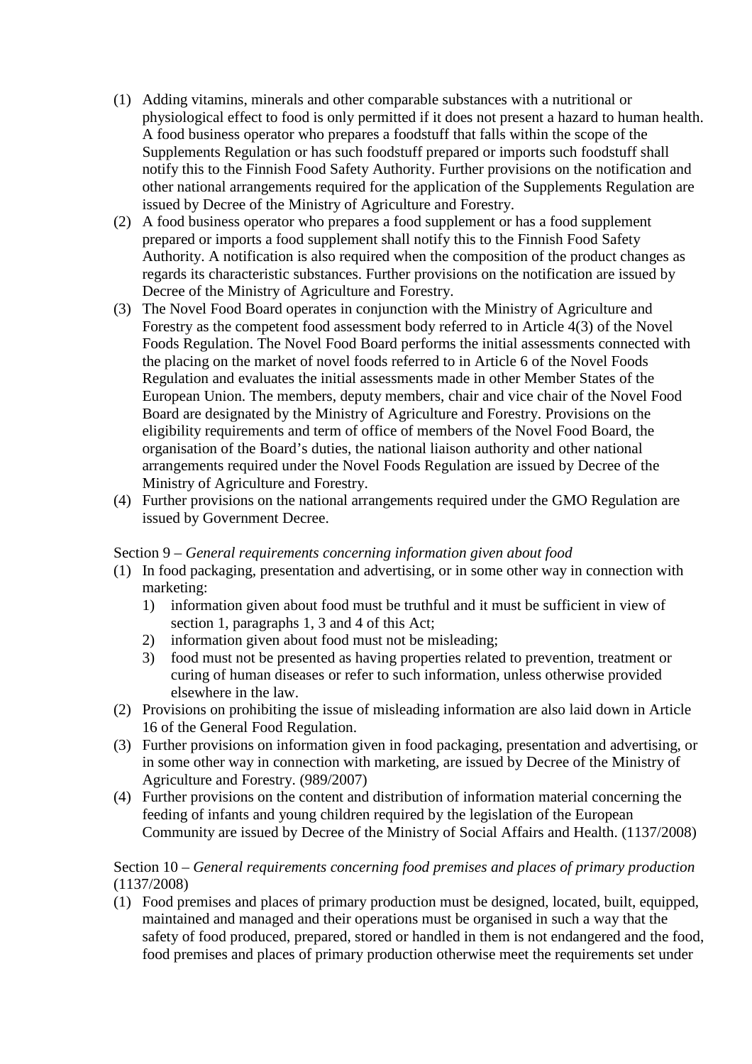(1) Adding vitamins, minerals and other comparable substances with a nutritional or physiological effect to food is only permitted if it does not present a hazard to human health. A food business operator who prepares a foodstuff that falls within the scope of the Supplements Regulation or has such foodstuff prepared or imports such foodstuff shall notify this to the Finnish Food Safety Authority. Further provisions on the notification and other national arrangements required for the application of the Supplements Regulation are issued by Decree of the Ministry of Agriculture and Forestry.

(2) A food business operator who prepares a food supplement or has a food supplement prepared or imports a food supplement shall notify this to the Finnish Food Safety Authority. A notification is also required when the composition of the product changes as regards its characteristic substances. Further provisions on the notification are issued by Decree of the Ministry of Agriculture and Forestry.

(3) The Novel Food Board operates in conjunction with the Ministry of Agriculture and Forestry as the competent food assessment body referred to in Article 4(3) of the Novel Foods Regulation. The Novel Food Board performs the initial assessments connected with the placing on the market of novel foods referred to in Article 6 of the Novel Foods Regulation and evaluates the initial assessments made in other Member States of the European Union. The members, deputy members, chair and vice chair of the Novel Food Board are designated by the Ministry of Agriculture and Forestry. Provisions on the eligibility requirements and term of office of members of the Novel Food Board, the organisation of the Board's duties, the national liaison authority and other national arrangements required under the Novel Foods Regulation are issued by Decree of the Ministry of Agriculture and Forestry.

(4) Further provisions on the national arrangements required under the GMO Regulation are issued by Government Decree.

Section 9 – *General requirements concerning information given about food*

(1) In food packaging, presentation and advertising, or in some other way in connection with marketing:
   1) information given about food must be truthful and it must be sufficient in view of section 1, paragraphs 1, 3 and 4 of this Act;
   2) information given about food must not be misleading;
   3) food must not be presented as having properties related to prevention, treatment or curing of human diseases or refer to such information, unless otherwise provided elsewhere in the law.

(2) Provisions on prohibiting the issue of misleading information are also laid down in Article 16 of the General Food Regulation.

(3) Further provisions on information given in food packaging, presentation and advertising, or in some other way in connection with marketing, are issued by Decree of the Ministry of Agriculture and Forestry. (989/2007)

(4) Further provisions on the content and distribution of information material concerning the feeding of infants and young children required by the legislation of the European Community are issued by Decree of the Ministry of Social Affairs and Health. (1137/2008)

Section 10 – *General requirements concerning food premises and places of primary production* (1137/2008)

(1) Food premises and places of primary production must be designed, located, built, equipped, maintained and managed and their operations must be organised in such a way that the safety of food produced, prepared, stored or handled in them is not endangered and the food, food premises and places of primary production otherwise meet the requirements set under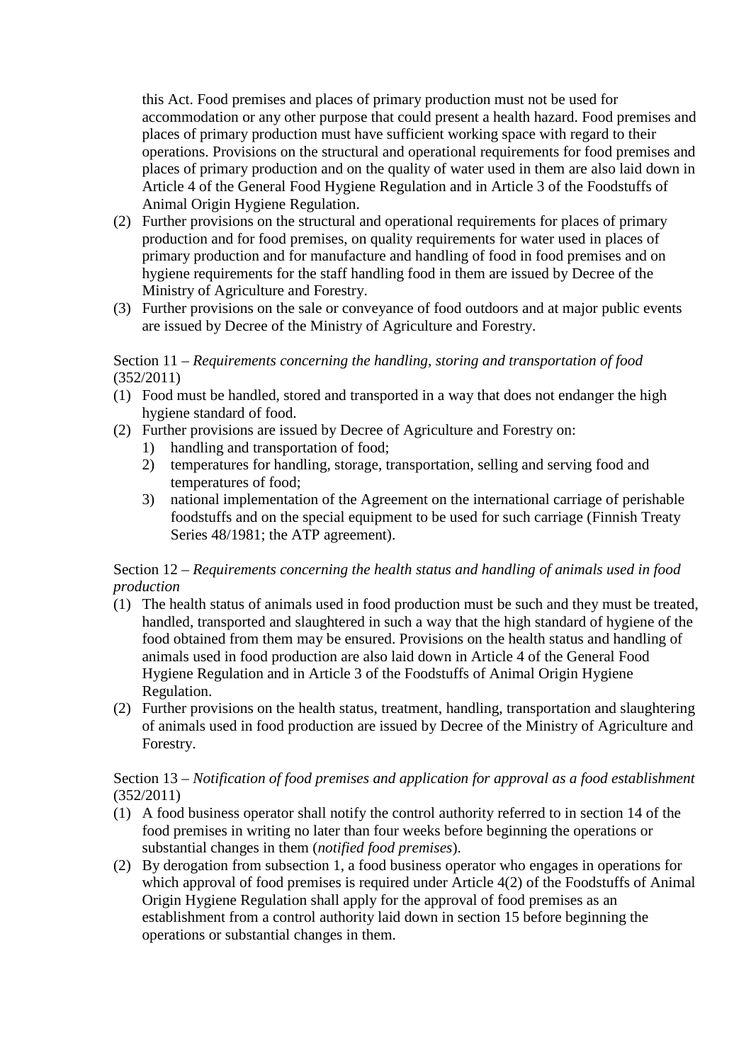this Act. Food premises and places of primary production must not be used for accommodation or any other purpose that could present a health hazard. Food premises and places of primary production must have sufficient working space with regard to their operations. Provisions on the structural and operational requirements for food premises and places of primary production and on the quality of water used in them are also laid down in Article 4 of the General Food Hygiene Regulation and in Article 3 of the Foodstuffs of Animal Origin Hygiene Regulation.

(2) Further provisions on the structural and operational requirements for places of primary production and for food premises, on quality requirements for water used in places of primary production and for manufacture and handling of food in food premises and on hygiene requirements for the staff handling food in them are issued by Decree of the Ministry of Agriculture and Forestry.

(3) Further provisions on the sale or conveyance of food outdoors and at major public events are issued by Decree of the Ministry of Agriculture and Forestry.

Section 11 – *Requirements concerning the handling, storing and transportation of food* (352/2011)

(1) Food must be handled, stored and transported in a way that does not endanger the high hygiene standard of food.

(2) Further provisions are issued by Decree of Agriculture and Forestry on:
   1) handling and transportation of food;
   2) temperatures for handling, storage, transportation, selling and serving food and temperatures of food;
   3) national implementation of the Agreement on the international carriage of perishable foodstuffs and on the special equipment to be used for such carriage (Finnish Treaty Series 48/1981; the ATP agreement).

Section 12 – *Requirements concerning the health status and handling of animals used in food production*

(1) The health status of animals used in food production must be such and they must be treated, handled, transported and slaughtered in such a way that the high standard of hygiene of the food obtained from them may be ensured. Provisions on the health status and handling of animals used in food production are also laid down in Article 4 of the General Food Hygiene Regulation and in Article 3 of the Foodstuffs of Animal Origin Hygiene Regulation.

(2) Further provisions on the health status, treatment, handling, transportation and slaughtering of animals used in food production are issued by Decree of the Ministry of Agriculture and Forestry.

Section 13 – *Notification of food premises and application for approval as a food establishment* (352/2011)

(1) A food business operator shall notify the control authority referred to in section 14 of the food premises in writing no later than four weeks before beginning the operations or substantial changes in them (*notified food premises*).

(2) By derogation from subsection 1, a food business operator who engages in operations for which approval of food premises is required under Article 4(2) of the Foodstuffs of Animal Origin Hygiene Regulation shall apply for the approval of food premises as an establishment from a control authority laid down in section 15 before beginning the operations or substantial changes in them.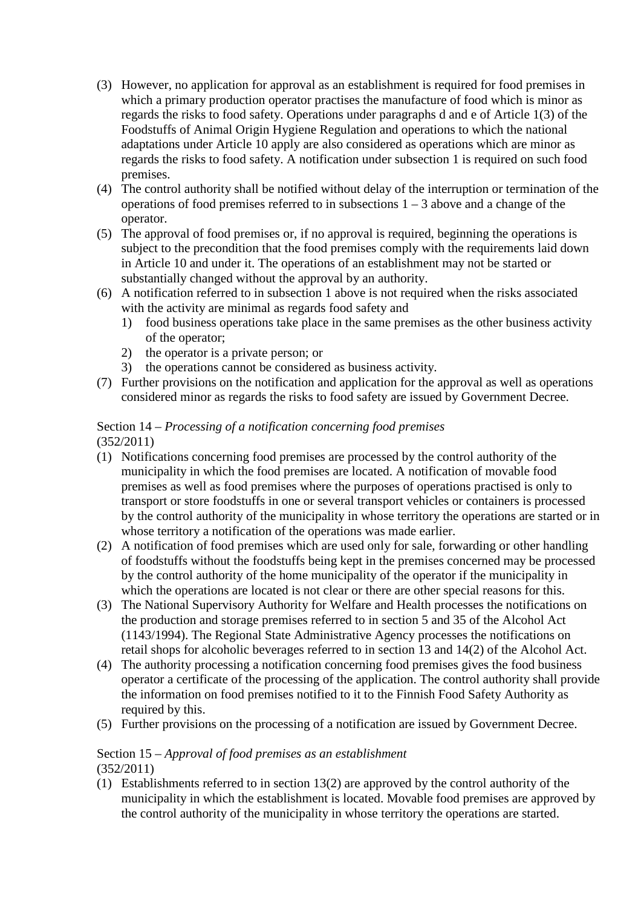(3) However, no application for approval as an establishment is required for food premises in which a primary production operator practises the manufacture of food which is minor as regards the risks to food safety. Operations under paragraphs d and e of Article 1(3) of the Foodstuffs of Animal Origin Hygiene Regulation and operations to which the national adaptations under Article 10 apply are also considered as operations which are minor as regards the risks to food safety. A notification under subsection 1 is required on such food premises.

(4) The control authority shall be notified without delay of the interruption or termination of the operations of food premises referred to in subsections 1 – 3 above and a change of the operator.

(5) The approval of food premises or, if no approval is required, beginning the operations is subject to the precondition that the food premises comply with the requirements laid down in Article 10 and under it. The operations of an establishment may not be started or substantially changed without the approval by an authority.

(6) A notification referred to in subsection 1 above is not required when the risks associated with the activity are minimal as regards food safety and
   1) food business operations take place in the same premises as the other business activity of the operator;
   2) the operator is a private person; or
   3) the operations cannot be considered as business activity.

(7) Further provisions on the notification and application for the approval as well as operations considered minor as regards the risks to food safety are issued by Government Decree.

Section 14 – *Processing of a notification concerning food premises*
(352/2011)

(1) Notifications concerning food premises are processed by the control authority of the municipality in which the food premises are located. A notification of movable food premises as well as food premises where the purposes of operations practised is only to transport or store foodstuffs in one or several transport vehicles or containers is processed by the control authority of the municipality in whose territory the operations are started or in whose territory a notification of the operations was made earlier.

(2) A notification of food premises which are used only for sale, forwarding or other handling of foodstuffs without the foodstuffs being kept in the premises concerned may be processed by the control authority of the home municipality of the operator if the municipality in which the operations are located is not clear or there are other special reasons for this.

(3) The National Supervisory Authority for Welfare and Health processes the notifications on the production and storage premises referred to in section 5 and 35 of the Alcohol Act (1143/1994). The Regional State Administrative Agency processes the notifications on retail shops for alcoholic beverages referred to in section 13 and 14(2) of the Alcohol Act.

(4) The authority processing a notification concerning food premises gives the food business operator a certificate of the processing of the application. The control authority shall provide the information on food premises notified to it to the Finnish Food Safety Authority as required by this.

(5) Further provisions on the processing of a notification are issued by Government Decree.

Section 15 – *Approval of food premises as an establishment*
(352/2011)

(1) Establishments referred to in section 13(2) are approved by the control authority of the municipality in which the establishment is located. Movable food premises are approved by the control authority of the municipality in whose territory the operations are started.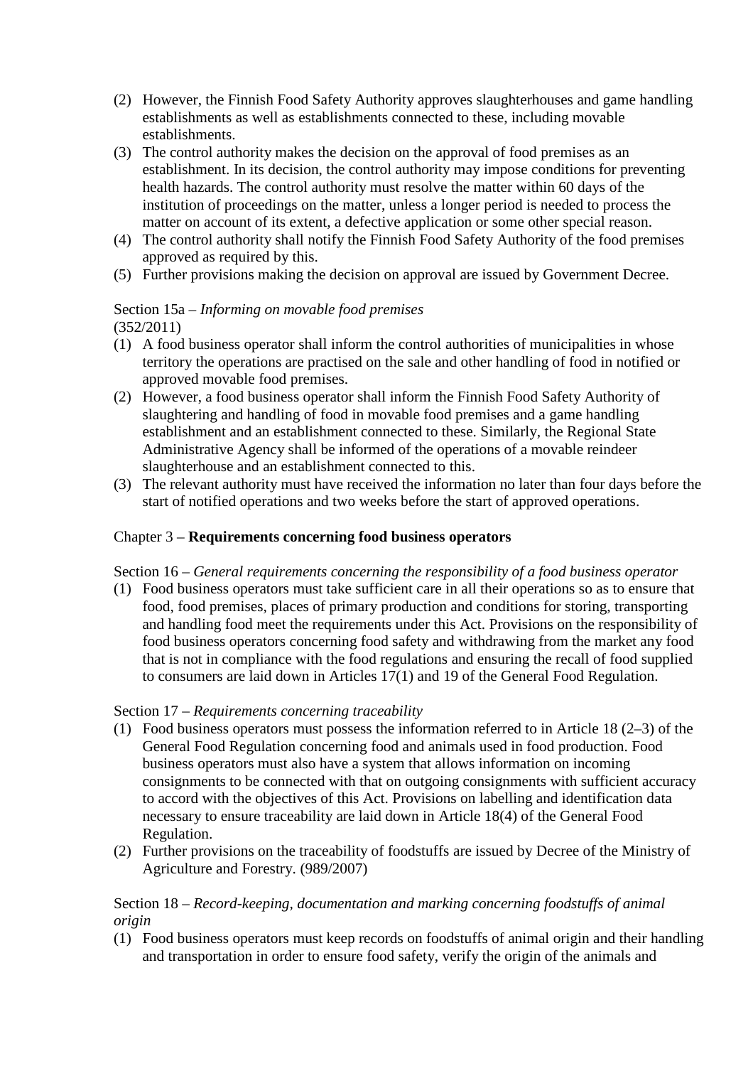(2) However, the Finnish Food Safety Authority approves slaughterhouses and game handling establishments as well as establishments connected to these, including movable establishments.
(3) The control authority makes the decision on the approval of food premises as an establishment. In its decision, the control authority may impose conditions for preventing health hazards. The control authority must resolve the matter within 60 days of the institution of proceedings on the matter, unless a longer period is needed to process the matter on account of its extent, a defective application or some other special reason.
(4) The control authority shall notify the Finnish Food Safety Authority of the food premises approved as required by this.
(5) Further provisions making the decision on approval are issued by Government Decree.

Section 15a – *Informing on movable food premises*
(352/2011)

(1) A food business operator shall inform the control authorities of municipalities in whose territory the operations are practised on the sale and other handling of food in notified or approved movable food premises.
(2) However, a food business operator shall inform the Finnish Food Safety Authority of slaughtering and handling of food in movable food premises and a game handling establishment and an establishment connected to these. Similarly, the Regional State Administrative Agency shall be informed of the operations of a movable reindeer slaughterhouse and an establishment connected to this.
(3) The relevant authority must have received the information no later than four days before the start of notified operations and two weeks before the start of approved operations.

## Chapter 3 – **Requirements concerning food business operators**

Section 16 – *General requirements concerning the responsibility of a food business operator*

(1) Food business operators must take sufficient care in all their operations so as to ensure that food, food premises, places of primary production and conditions for storing, transporting and handling food meet the requirements under this Act. Provisions on the responsibility of food business operators concerning food safety and withdrawing from the market any food that is not in compliance with the food regulations and ensuring the recall of food supplied to consumers are laid down in Articles 17(1) and 19 of the General Food Regulation.

Section 17 – *Requirements concerning traceability*

(1) Food business operators must possess the information referred to in Article 18 (2–3) of the General Food Regulation concerning food and animals used in food production. Food business operators must also have a system that allows information on incoming consignments to be connected with that on outgoing consignments with sufficient accuracy to accord with the objectives of this Act. Provisions on labelling and identification data necessary to ensure traceability are laid down in Article 18(4) of the General Food Regulation.
(2) Further provisions on the traceability of foodstuffs are issued by Decree of the Ministry of Agriculture and Forestry. (989/2007)

Section 18 – *Record-keeping, documentation and marking concerning foodstuffs of animal origin*

(1) Food business operators must keep records on foodstuffs of animal origin and their handling and transportation in order to ensure food safety, verify the origin of the animals and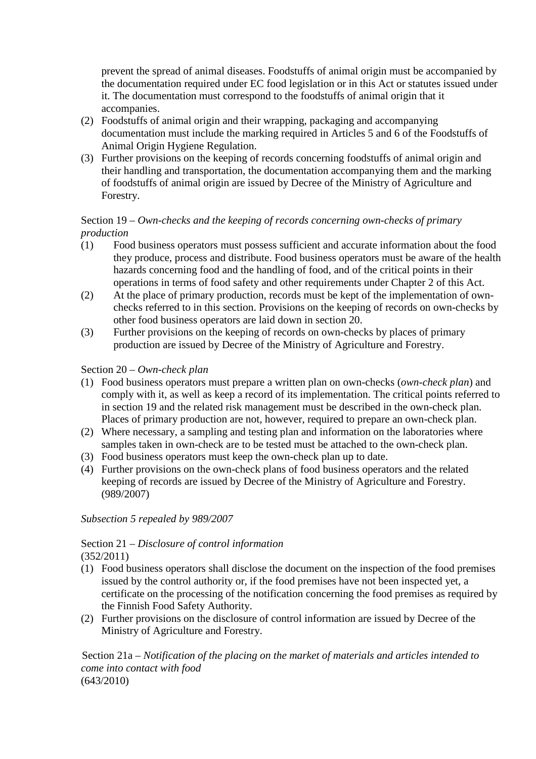prevent the spread of animal diseases. Foodstuffs of animal origin must be accompanied by the documentation required under EC food legislation or in this Act or statutes issued under it. The documentation must correspond to the foodstuffs of animal origin that it accompanies.

(2) Foodstuffs of animal origin and their wrapping, packaging and accompanying documentation must include the marking required in Articles 5 and 6 of the Foodstuffs of Animal Origin Hygiene Regulation.

(3) Further provisions on the keeping of records concerning foodstuffs of animal origin and their handling and transportation, the documentation accompanying them and the marking of foodstuffs of animal origin are issued by Decree of the Ministry of Agriculture and Forestry.

Section 19 – *Own-checks and the keeping of records concerning own-checks of primary production*

(1) Food business operators must possess sufficient and accurate information about the food they produce, process and distribute. Food business operators must be aware of the health hazards concerning food and the handling of food, and of the critical points in their operations in terms of food safety and other requirements under Chapter 2 of this Act.

(2) At the place of primary production, records must be kept of the implementation of own-checks referred to in this section. Provisions on the keeping of records on own-checks by other food business operators are laid down in section 20.

(3) Further provisions on the keeping of records on own-checks by places of primary production are issued by Decree of the Ministry of Agriculture and Forestry.

Section 20 – *Own-check plan*

(1) Food business operators must prepare a written plan on own-checks (*own-check plan*) and comply with it, as well as keep a record of its implementation. The critical points referred to in section 19 and the related risk management must be described in the own-check plan. Places of primary production are not, however, required to prepare an own-check plan.

(2) Where necessary, a sampling and testing plan and information on the laboratories where samples taken in own-check are to be tested must be attached to the own-check plan.

(3) Food business operators must keep the own-check plan up to date.

(4) Further provisions on the own-check plans of food business operators and the related keeping of records are issued by Decree of the Ministry of Agriculture and Forestry. (989/2007)

*Subsection 5 repealed by 989/2007*

Section 21 – *Disclosure of control information*
(352/2011)

(1) Food business operators shall disclose the document on the inspection of the food premises issued by the control authority or, if the food premises have not been inspected yet, a certificate on the processing of the notification concerning the food premises as required by the Finnish Food Safety Authority.

(2) Further provisions on the disclosure of control information are issued by Decree of the Ministry of Agriculture and Forestry.

Section 21a – *Notification of the placing on the market of materials and articles intended to come into contact with food*
(643/2010)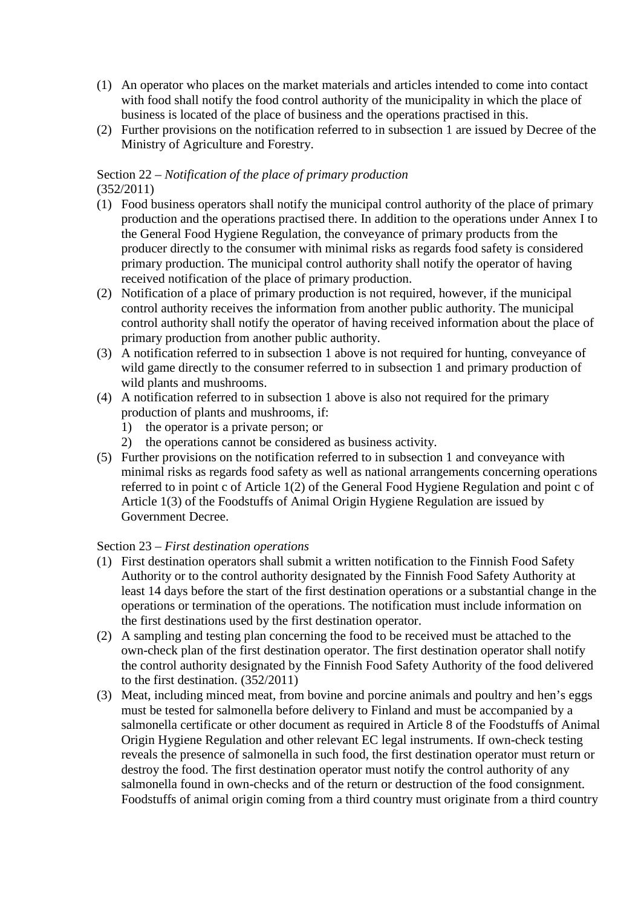(1) An operator who places on the market materials and articles intended to come into contact with food shall notify the food control authority of the municipality in which the place of business is located of the place of business and the operations practised in this.
(2) Further provisions on the notification referred to in subsection 1 are issued by Decree of the Ministry of Agriculture and Forestry.

Section 22 – *Notification of the place of primary production*
(352/2011)

(1) Food business operators shall notify the municipal control authority of the place of primary production and the operations practised there. In addition to the operations under Annex I to the General Food Hygiene Regulation, the conveyance of primary products from the producer directly to the consumer with minimal risks as regards food safety is considered primary production. The municipal control authority shall notify the operator of having received notification of the place of primary production.
(2) Notification of a place of primary production is not required, however, if the municipal control authority receives the information from another public authority. The municipal control authority shall notify the operator of having received information about the place of primary production from another public authority.
(3) A notification referred to in subsection 1 above is not required for hunting, conveyance of wild game directly to the consumer referred to in subsection 1 and primary production of wild plants and mushrooms.
(4) A notification referred to in subsection 1 above is also not required for the primary production of plants and mushrooms, if:
   1) the operator is a private person; or
   2) the operations cannot be considered as business activity.
(5) Further provisions on the notification referred to in subsection 1 and conveyance with minimal risks as regards food safety as well as national arrangements concerning operations referred to in point c of Article 1(2) of the General Food Hygiene Regulation and point c of Article 1(3) of the Foodstuffs of Animal Origin Hygiene Regulation are issued by Government Decree.

Section 23 – *First destination operations*

(1) First destination operators shall submit a written notification to the Finnish Food Safety Authority or to the control authority designated by the Finnish Food Safety Authority at least 14 days before the start of the first destination operations or a substantial change in the operations or termination of the operations. The notification must include information on the first destinations used by the first destination operator.
(2) A sampling and testing plan concerning the food to be received must be attached to the own-check plan of the first destination operator. The first destination operator shall notify the control authority designated by the Finnish Food Safety Authority of the food delivered to the first destination. (352/2011)
(3) Meat, including minced meat, from bovine and porcine animals and poultry and hen's eggs must be tested for salmonella before delivery to Finland and must be accompanied by a salmonella certificate or other document as required in Article 8 of the Foodstuffs of Animal Origin Hygiene Regulation and other relevant EC legal instruments. If own-check testing reveals the presence of salmonella in such food, the first destination operator must return or destroy the food. The first destination operator must notify the control authority of any salmonella found in own-checks and of the return or destruction of the food consignment. Foodstuffs of animal origin coming from a third country must originate from a third country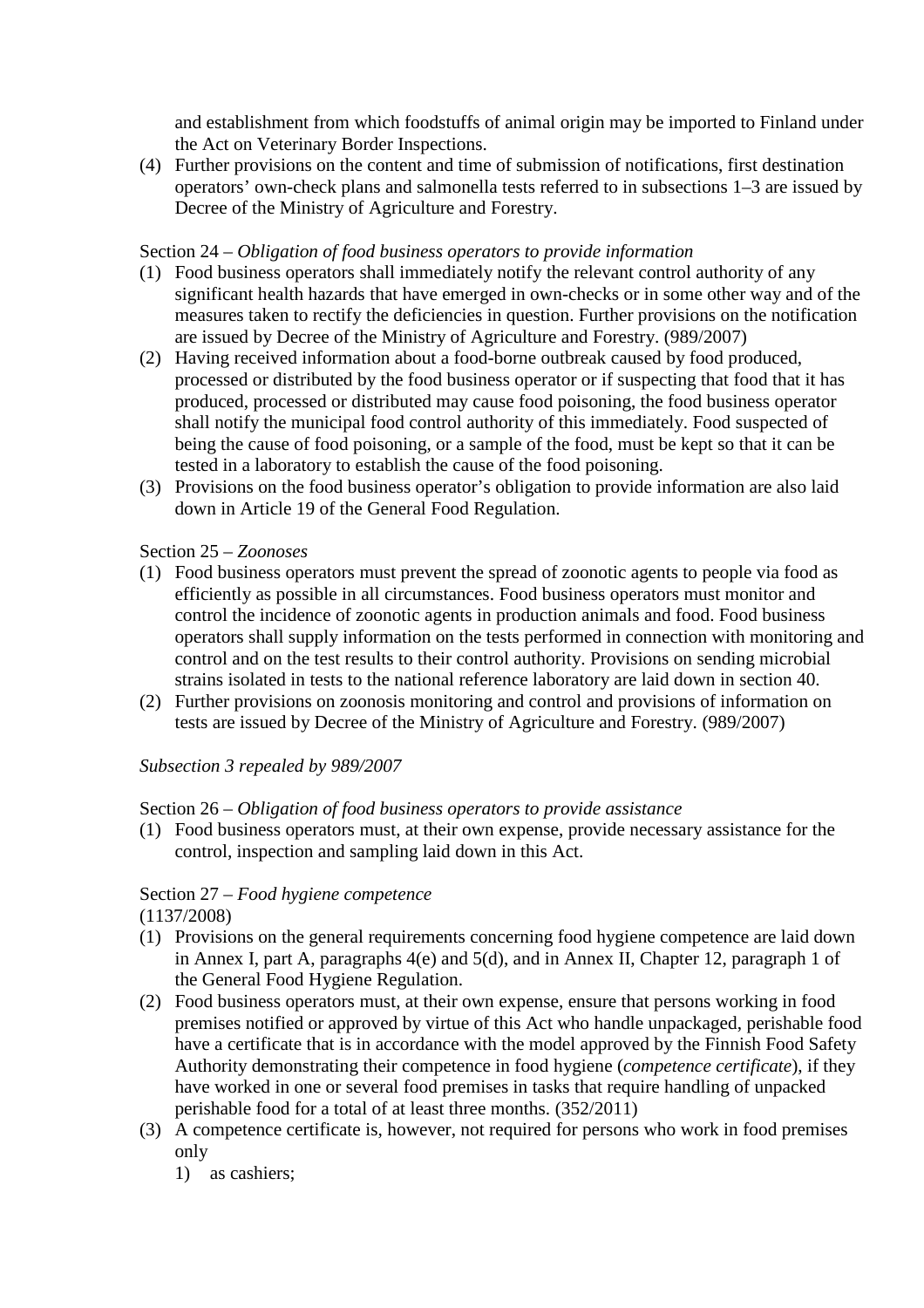and establishment from which foodstuffs of animal origin may be imported to Finland under the Act on Veterinary Border Inspections.

(4) Further provisions on the content and time of submission of notifications, first destination operators' own-check plans and salmonella tests referred to in subsections 1–3 are issued by Decree of the Ministry of Agriculture and Forestry.

Section 24 – *Obligation of food business operators to provide information*

(1) Food business operators shall immediately notify the relevant control authority of any significant health hazards that have emerged in own-checks or in some other way and of the measures taken to rectify the deficiencies in question. Further provisions on the notification are issued by Decree of the Ministry of Agriculture and Forestry. (989/2007)

(2) Having received information about a food-borne outbreak caused by food produced, processed or distributed by the food business operator or if suspecting that food that it has produced, processed or distributed may cause food poisoning, the food business operator shall notify the municipal food control authority of this immediately. Food suspected of being the cause of food poisoning, or a sample of the food, must be kept so that it can be tested in a laboratory to establish the cause of the food poisoning.

(3) Provisions on the food business operator's obligation to provide information are also laid down in Article 19 of the General Food Regulation.

Section 25 – *Zoonoses*

(1) Food business operators must prevent the spread of zoonotic agents to people via food as efficiently as possible in all circumstances. Food business operators must monitor and control the incidence of zoonotic agents in production animals and food. Food business operators shall supply information on the tests performed in connection with monitoring and control and on the test results to their control authority. Provisions on sending microbial strains isolated in tests to the national reference laboratory are laid down in section 40.

(2) Further provisions on zoonosis monitoring and control and provisions of information on tests are issued by Decree of the Ministry of Agriculture and Forestry. (989/2007)

*Subsection 3 repealed by 989/2007*

Section 26 – *Obligation of food business operators to provide assistance*

(1) Food business operators must, at their own expense, provide necessary assistance for the control, inspection and sampling laid down in this Act.

Section 27 – *Food hygiene competence*
(1137/2008)

(1) Provisions on the general requirements concerning food hygiene competence are laid down in Annex I, part A, paragraphs 4(e) and 5(d), and in Annex II, Chapter 12, paragraph 1 of the General Food Hygiene Regulation.

(2) Food business operators must, at their own expense, ensure that persons working in food premises notified or approved by virtue of this Act who handle unpackaged, perishable food have a certificate that is in accordance with the model approved by the Finnish Food Safety Authority demonstrating their competence in food hygiene (*competence certificate*), if they have worked in one or several food premises in tasks that require handling of unpacked perishable food for a total of at least three months. (352/2011)

(3) A competence certificate is, however, not required for persons who work in food premises only

1) as cashiers;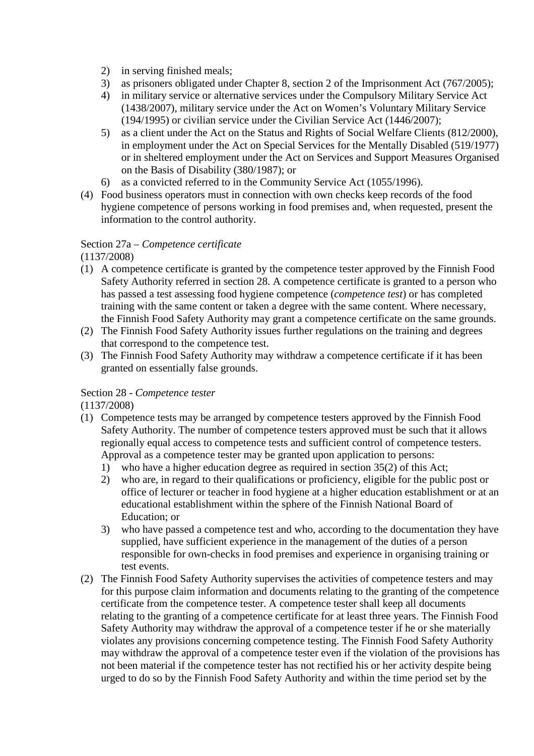2) in serving finished meals;
3) as prisoners obligated under Chapter 8, section 2 of the Imprisonment Act (767/2005);
4) in military service or alternative services under the Compulsory Military Service Act (1438/2007), military service under the Act on Women's Voluntary Military Service (194/1995) or civilian service under the Civilian Service Act (1446/2007);
5) as a client under the Act on the Status and Rights of Social Welfare Clients (812/2000), in employment under the Act on Special Services for the Mentally Disabled (519/1977) or in sheltered employment under the Act on Services and Support Measures Organised on the Basis of Disability (380/1987); or
6) as a convicted referred to in the Community Service Act (1055/1996).

(4) Food business operators must in connection with own checks keep records of the food hygiene competence of persons working in food premises and, when requested, present the information to the control authority.

Section 27a – *Competence certificate*
(1137/2008)

(1) A competence certificate is granted by the competence tester approved by the Finnish Food Safety Authority referred in section 28. A competence certificate is granted to a person who has passed a test assessing food hygiene competence (*competence test*) or has completed training with the same content or taken a degree with the same content. Where necessary, the Finnish Food Safety Authority may grant a competence certificate on the same grounds.
(2) The Finnish Food Safety Authority issues further regulations on the training and degrees that correspond to the competence test.
(3) The Finnish Food Safety Authority may withdraw a competence certificate if it has been granted on essentially false grounds.

Section 28 - *Competence tester*
(1137/2008)

(1) Competence tests may be arranged by competence testers approved by the Finnish Food Safety Authority. The number of competence testers approved must be such that it allows regionally equal access to competence tests and sufficient control of competence testers. Approval as a competence tester may be granted upon application to persons:
   1) who have a higher education degree as required in section 35(2) of this Act;
   2) who are, in regard to their qualifications or proficiency, eligible for the public post or office of lecturer or teacher in food hygiene at a higher education establishment or at an educational establishment within the sphere of the Finnish National Board of Education; or
   3) who have passed a competence test and who, according to the documentation they have supplied, have sufficient experience in the management of the duties of a person responsible for own-checks in food premises and experience in organising training or test events.
(2) The Finnish Food Safety Authority supervises the activities of competence testers and may for this purpose claim information and documents relating to the granting of the competence certificate from the competence tester. A competence tester shall keep all documents relating to the granting of a competence certificate for at least three years. The Finnish Food Safety Authority may withdraw the approval of a competence tester if he or she materially violates any provisions concerning competence testing. The Finnish Food Safety Authority may withdraw the approval of a competence tester even if the violation of the provisions has not been material if the competence tester has not rectified his or her activity despite being urged to do so by the Finnish Food Safety Authority and within the time period set by the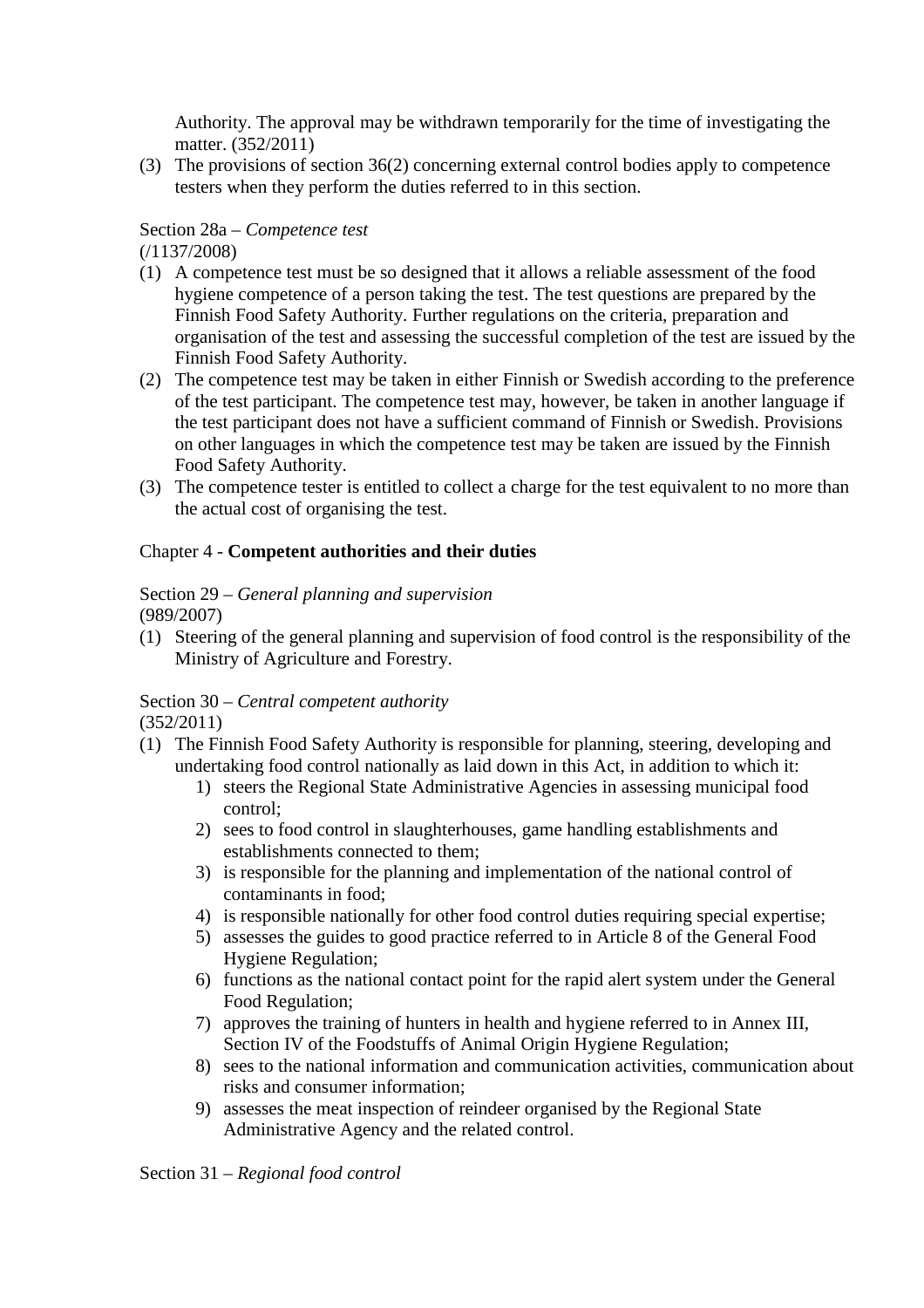Authority. The approval may be withdrawn temporarily for the time of investigating the matter. (352/2011)

(3) The provisions of section 36(2) concerning external control bodies apply to competence testers when they perform the duties referred to in this section.

Section 28a – *Competence test*
(/1137/2008)

(1) A competence test must be so designed that it allows a reliable assessment of the food hygiene competence of a person taking the test. The test questions are prepared by the Finnish Food Safety Authority. Further regulations on the criteria, preparation and organisation of the test and assessing the successful completion of the test are issued by the Finnish Food Safety Authority.
(2) The competence test may be taken in either Finnish or Swedish according to the preference of the test participant. The competence test may, however, be taken in another language if the test participant does not have a sufficient command of Finnish or Swedish. Provisions on other languages in which the competence test may be taken are issued by the Finnish Food Safety Authority.
(3) The competence tester is entitled to collect a charge for the test equivalent to no more than the actual cost of organising the test.

## Chapter 4 - **Competent authorities and their duties**

Section 29 – *General planning and supervision*
(989/2007)

(1) Steering of the general planning and supervision of food control is the responsibility of the Ministry of Agriculture and Forestry.

Section 30 – *Central competent authority*
(352/2011)

(1) The Finnish Food Safety Authority is responsible for planning, steering, developing and undertaking food control nationally as laid down in this Act, in addition to which it:
    1) steers the Regional State Administrative Agencies in assessing municipal food control;
    2) sees to food control in slaughterhouses, game handling establishments and establishments connected to them;
    3) is responsible for the planning and implementation of the national control of contaminants in food;
    4) is responsible nationally for other food control duties requiring special expertise;
    5) assesses the guides to good practice referred to in Article 8 of the General Food Hygiene Regulation;
    6) functions as the national contact point for the rapid alert system under the General Food Regulation;
    7) approves the training of hunters in health and hygiene referred to in Annex III, Section IV of the Foodstuffs of Animal Origin Hygiene Regulation;
    8) sees to the national information and communication activities, communication about risks and consumer information;
    9) assesses the meat inspection of reindeer organised by the Regional State Administrative Agency and the related control.

Section 31 – *Regional food control*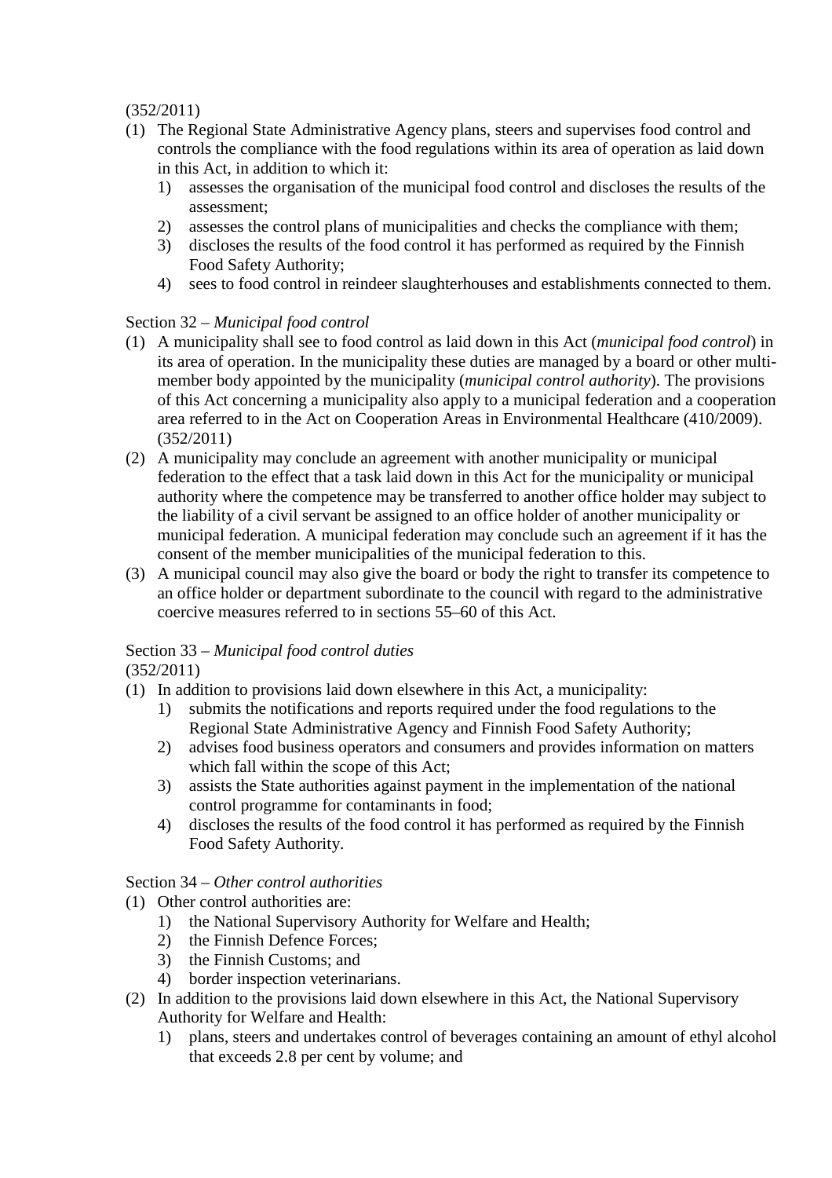(352/2011)

(1) The Regional State Administrative Agency plans, steers and supervises food control and controls the compliance with the food regulations within its area of operation as laid down in this Act, in addition to which it:
   1) assesses the organisation of the municipal food control and discloses the results of the assessment;
   2) assesses the control plans of municipalities and checks the compliance with them;
   3) discloses the results of the food control it has performed as required by the Finnish Food Safety Authority;
   4) sees to food control in reindeer slaughterhouses and establishments connected to them.

Section 32 – *Municipal food control*

(1) A municipality shall see to food control as laid down in this Act (*municipal food control*) in its area of operation. In the municipality these duties are managed by a board or other multi-member body appointed by the municipality (*municipal control authority*). The provisions of this Act concerning a municipality also apply to a municipal federation and a cooperation area referred to in the Act on Cooperation Areas in Environmental Healthcare (410/2009). (352/2011)

(2) A municipality may conclude an agreement with another municipality or municipal federation to the effect that a task laid down in this Act for the municipality or municipal authority where the competence may be transferred to another office holder may subject to the liability of a civil servant be assigned to an office holder of another municipality or municipal federation. A municipal federation may conclude such an agreement if it has the consent of the member municipalities of the municipal federation to this.

(3) A municipal council may also give the board or body the right to transfer its competence to an office holder or department subordinate to the council with regard to the administrative coercive measures referred to in sections 55–60 of this Act.

Section 33 – *Municipal food control duties*

(352/2011)

(1) In addition to provisions laid down elsewhere in this Act, a municipality:
   1) submits the notifications and reports required under the food regulations to the Regional State Administrative Agency and Finnish Food Safety Authority;
   2) advises food business operators and consumers and provides information on matters which fall within the scope of this Act;
   3) assists the State authorities against payment in the implementation of the national control programme for contaminants in food;
   4) discloses the results of the food control it has performed as required by the Finnish Food Safety Authority.

Section 34 – *Other control authorities*

(1) Other control authorities are:
   1) the National Supervisory Authority for Welfare and Health;
   2) the Finnish Defence Forces;
   3) the Finnish Customs; and
   4) border inspection veterinarians.

(2) In addition to the provisions laid down elsewhere in this Act, the National Supervisory Authority for Welfare and Health:
   1) plans, steers and undertakes control of beverages containing an amount of ethyl alcohol that exceeds 2.8 per cent by volume; and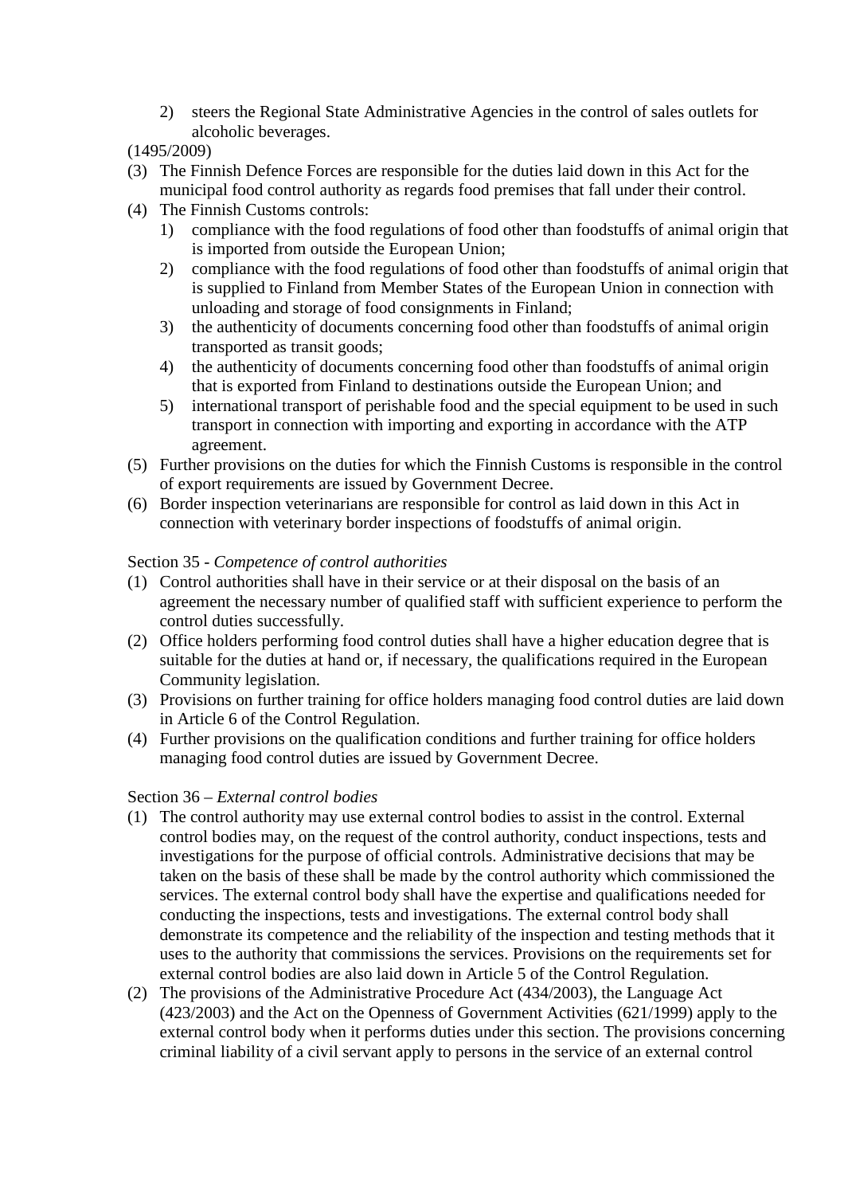2) steers the Regional State Administrative Agencies in the control of sales outlets for alcoholic beverages.

(1495/2009)

(3) The Finnish Defence Forces are responsible for the duties laid down in this Act for the municipal food control authority as regards food premises that fall under their control.

(4) The Finnish Customs controls:
   1) compliance with the food regulations of food other than foodstuffs of animal origin that is imported from outside the European Union;
   2) compliance with the food regulations of food other than foodstuffs of animal origin that is supplied to Finland from Member States of the European Union in connection with unloading and storage of food consignments in Finland;
   3) the authenticity of documents concerning food other than foodstuffs of animal origin transported as transit goods;
   4) the authenticity of documents concerning food other than foodstuffs of animal origin that is exported from Finland to destinations outside the European Union; and
   5) international transport of perishable food and the special equipment to be used in such transport in connection with importing and exporting in accordance with the ATP agreement.

(5) Further provisions on the duties for which the Finnish Customs is responsible in the control of export requirements are issued by Government Decree.

(6) Border inspection veterinarians are responsible for control as laid down in this Act in connection with veterinary border inspections of foodstuffs of animal origin.

Section 35 - *Competence of control authorities*

(1) Control authorities shall have in their service or at their disposal on the basis of an agreement the necessary number of qualified staff with sufficient experience to perform the control duties successfully.

(2) Office holders performing food control duties shall have a higher education degree that is suitable for the duties at hand or, if necessary, the qualifications required in the European Community legislation.

(3) Provisions on further training for office holders managing food control duties are laid down in Article 6 of the Control Regulation.

(4) Further provisions on the qualification conditions and further training for office holders managing food control duties are issued by Government Decree.

Section 36 – *External control bodies*

(1) The control authority may use external control bodies to assist in the control. External control bodies may, on the request of the control authority, conduct inspections, tests and investigations for the purpose of official controls. Administrative decisions that may be taken on the basis of these shall be made by the control authority which commissioned the services. The external control body shall have the expertise and qualifications needed for conducting the inspections, tests and investigations. The external control body shall demonstrate its competence and the reliability of the inspection and testing methods that it uses to the authority that commissions the services. Provisions on the requirements set for external control bodies are also laid down in Article 5 of the Control Regulation.

(2) The provisions of the Administrative Procedure Act (434/2003), the Language Act (423/2003) and the Act on the Openness of Government Activities (621/1999) apply to the external control body when it performs duties under this section. The provisions concerning criminal liability of a civil servant apply to persons in the service of an external control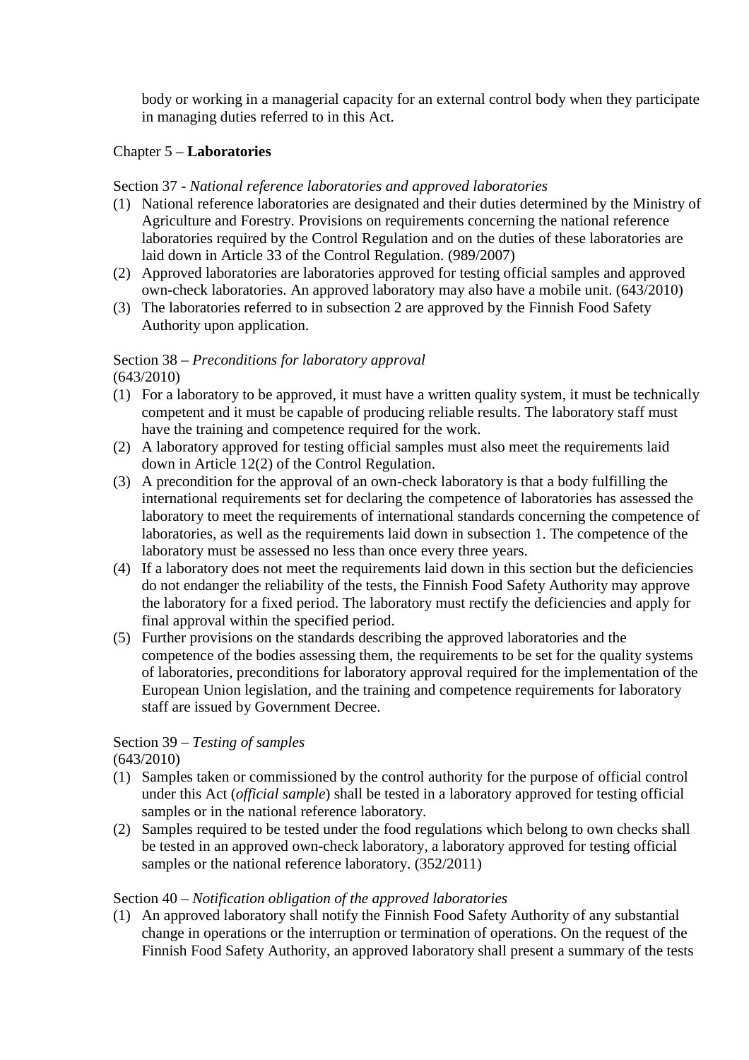body or working in a managerial capacity for an external control body when they participate in managing duties referred to in this Act.

## Chapter 5 – **Laboratories**

### Section 37 - *National reference laboratories and approved laboratories*

(1) National reference laboratories are designated and their duties determined by the Ministry of Agriculture and Forestry. Provisions on requirements concerning the national reference laboratories required by the Control Regulation and on the duties of these laboratories are laid down in Article 33 of the Control Regulation. (989/2007)

(2) Approved laboratories are laboratories approved for testing official samples and approved own-check laboratories. An approved laboratory may also have a mobile unit. (643/2010)

(3) The laboratories referred to in subsection 2 are approved by the Finnish Food Safety Authority upon application.

### Section 38 – *Preconditions for laboratory approval*

(643/2010)

(1) For a laboratory to be approved, it must have a written quality system, it must be technically competent and it must be capable of producing reliable results. The laboratory staff must have the training and competence required for the work.

(2) A laboratory approved for testing official samples must also meet the requirements laid down in Article 12(2) of the Control Regulation.

(3) A precondition for the approval of an own-check laboratory is that a body fulfilling the international requirements set for declaring the competence of laboratories has assessed the laboratory to meet the requirements of international standards concerning the competence of laboratories, as well as the requirements laid down in subsection 1. The competence of the laboratory must be assessed no less than once every three years.

(4) If a laboratory does not meet the requirements laid down in this section but the deficiencies do not endanger the reliability of the tests, the Finnish Food Safety Authority may approve the laboratory for a fixed period. The laboratory must rectify the deficiencies and apply for final approval within the specified period.

(5) Further provisions on the standards describing the approved laboratories and the competence of the bodies assessing them, the requirements to be set for the quality systems of laboratories, preconditions for laboratory approval required for the implementation of the European Union legislation, and the training and competence requirements for laboratory staff are issued by Government Decree.

### Section 39 – *Testing of samples*

(643/2010)

(1) Samples taken or commissioned by the control authority for the purpose of official control under this Act (*official sample*) shall be tested in a laboratory approved for testing official samples or in the national reference laboratory.

(2) Samples required to be tested under the food regulations which belong to own checks shall be tested in an approved own-check laboratory, a laboratory approved for testing official samples or the national reference laboratory. (352/2011)

### Section 40 – *Notification obligation of the approved laboratories*

(1) An approved laboratory shall notify the Finnish Food Safety Authority of any substantial change in operations or the interruption or termination of operations. On the request of the Finnish Food Safety Authority, an approved laboratory shall present a summary of the tests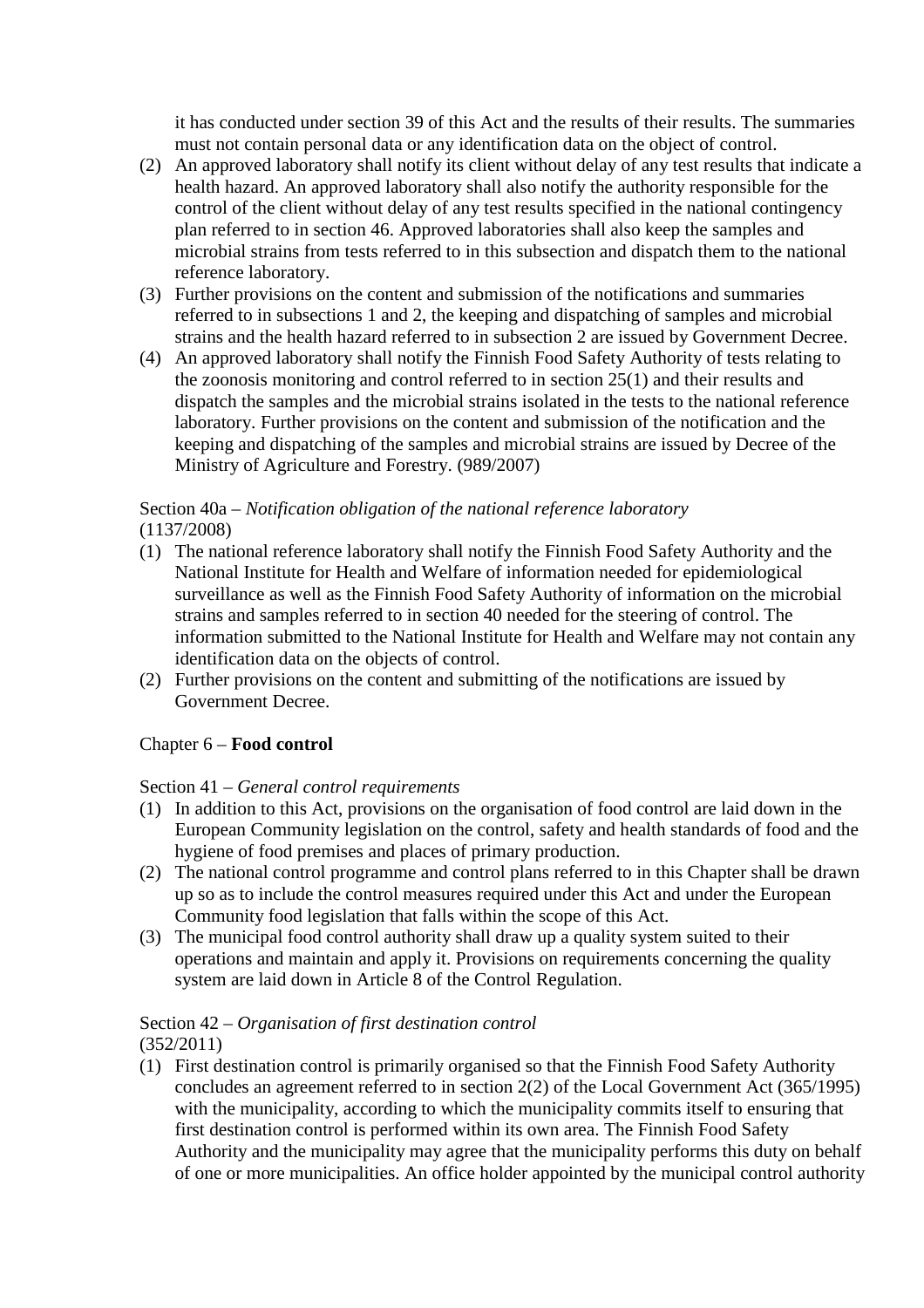it has conducted under section 39 of this Act and the results of their results. The summaries must not contain personal data or any identification data on the object of control.

(2) An approved laboratory shall notify its client without delay of any test results that indicate a health hazard. An approved laboratory shall also notify the authority responsible for the control of the client without delay of any test results specified in the national contingency plan referred to in section 46. Approved laboratories shall also keep the samples and microbial strains from tests referred to in this subsection and dispatch them to the national reference laboratory.

(3) Further provisions on the content and submission of the notifications and summaries referred to in subsections 1 and 2, the keeping and dispatching of samples and microbial strains and the health hazard referred to in subsection 2 are issued by Government Decree.

(4) An approved laboratory shall notify the Finnish Food Safety Authority of tests relating to the zoonosis monitoring and control referred to in section 25(1) and their results and dispatch the samples and the microbial strains isolated in the tests to the national reference laboratory. Further provisions on the content and submission of the notification and the keeping and dispatching of the samples and microbial strains are issued by Decree of the Ministry of Agriculture and Forestry. (989/2007)

Section 40a – *Notification obligation of the national reference laboratory*
(1137/2008)

(1) The national reference laboratory shall notify the Finnish Food Safety Authority and the National Institute for Health and Welfare of information needed for epidemiological surveillance as well as the Finnish Food Safety Authority of information on the microbial strains and samples referred to in section 40 needed for the steering of control. The information submitted to the National Institute for Health and Welfare may not contain any identification data on the objects of control.

(2) Further provisions on the content and submitting of the notifications are issued by Government Decree.

## Chapter 6 – **Food control**

Section 41 – *General control requirements*

(1) In addition to this Act, provisions on the organisation of food control are laid down in the European Community legislation on the control, safety and health standards of food and the hygiene of food premises and places of primary production.

(2) The national control programme and control plans referred to in this Chapter shall be drawn up so as to include the control measures required under this Act and under the European Community food legislation that falls within the scope of this Act.

(3) The municipal food control authority shall draw up a quality system suited to their operations and maintain and apply it. Provisions on requirements concerning the quality system are laid down in Article 8 of the Control Regulation.

Section 42 – *Organisation of first destination control*
(352/2011)

(1) First destination control is primarily organised so that the Finnish Food Safety Authority concludes an agreement referred to in section 2(2) of the Local Government Act (365/1995) with the municipality, according to which the municipality commits itself to ensuring that first destination control is performed within its own area. The Finnish Food Safety Authority and the municipality may agree that the municipality performs this duty on behalf of one or more municipalities. An office holder appointed by the municipal control authority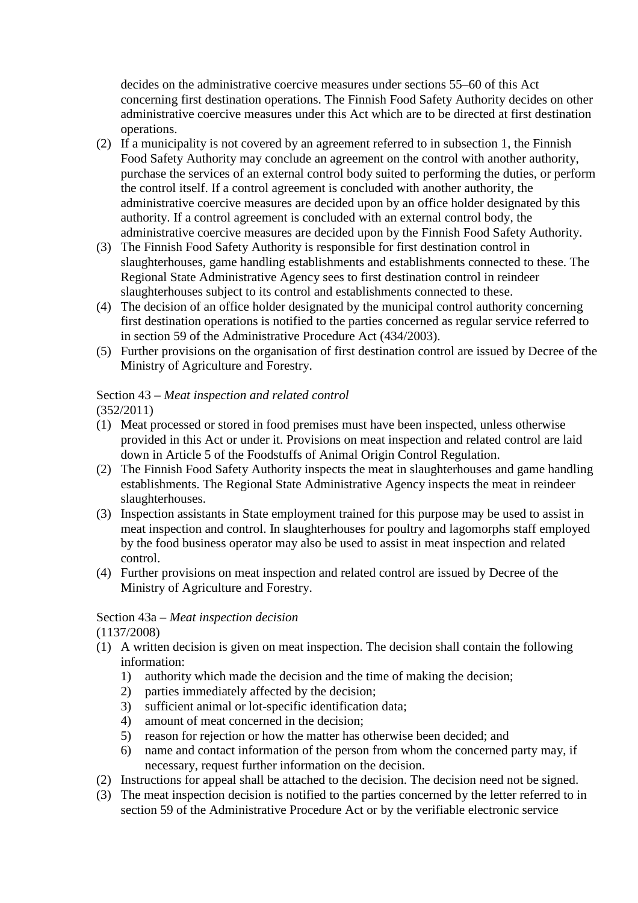decides on the administrative coercive measures under sections 55–60 of this Act concerning first destination operations. The Finnish Food Safety Authority decides on other administrative coercive measures under this Act which are to be directed at first destination operations.

(2) If a municipality is not covered by an agreement referred to in subsection 1, the Finnish Food Safety Authority may conclude an agreement on the control with another authority, purchase the services of an external control body suited to performing the duties, or perform the control itself. If a control agreement is concluded with another authority, the administrative coercive measures are decided upon by an office holder designated by this authority. If a control agreement is concluded with an external control body, the administrative coercive measures are decided upon by the Finnish Food Safety Authority.

(3) The Finnish Food Safety Authority is responsible for first destination control in slaughterhouses, game handling establishments and establishments connected to these. The Regional State Administrative Agency sees to first destination control in reindeer slaughterhouses subject to its control and establishments connected to these.

(4) The decision of an office holder designated by the municipal control authority concerning first destination operations is notified to the parties concerned as regular service referred to in section 59 of the Administrative Procedure Act (434/2003).

(5) Further provisions on the organisation of first destination control are issued by Decree of the Ministry of Agriculture and Forestry.

Section 43 – *Meat inspection and related control*
(352/2011)

(1) Meat processed or stored in food premises must have been inspected, unless otherwise provided in this Act or under it. Provisions on meat inspection and related control are laid down in Article 5 of the Foodstuffs of Animal Origin Control Regulation.

(2) The Finnish Food Safety Authority inspects the meat in slaughterhouses and game handling establishments. The Regional State Administrative Agency inspects the meat in reindeer slaughterhouses.

(3) Inspection assistants in State employment trained for this purpose may be used to assist in meat inspection and control. In slaughterhouses for poultry and lagomorphs staff employed by the food business operator may also be used to assist in meat inspection and related control.

(4) Further provisions on meat inspection and related control are issued by Decree of the Ministry of Agriculture and Forestry.

Section 43a – *Meat inspection decision*
(1137/2008)

(1) A written decision is given on meat inspection. The decision shall contain the following information:
   1) authority which made the decision and the time of making the decision;
   2) parties immediately affected by the decision;
   3) sufficient animal or lot-specific identification data;
   4) amount of meat concerned in the decision;
   5) reason for rejection or how the matter has otherwise been decided; and
   6) name and contact information of the person from whom the concerned party may, if necessary, request further information on the decision.

(2) Instructions for appeal shall be attached to the decision. The decision need not be signed.

(3) The meat inspection decision is notified to the parties concerned by the letter referred to in section 59 of the Administrative Procedure Act or by the verifiable electronic service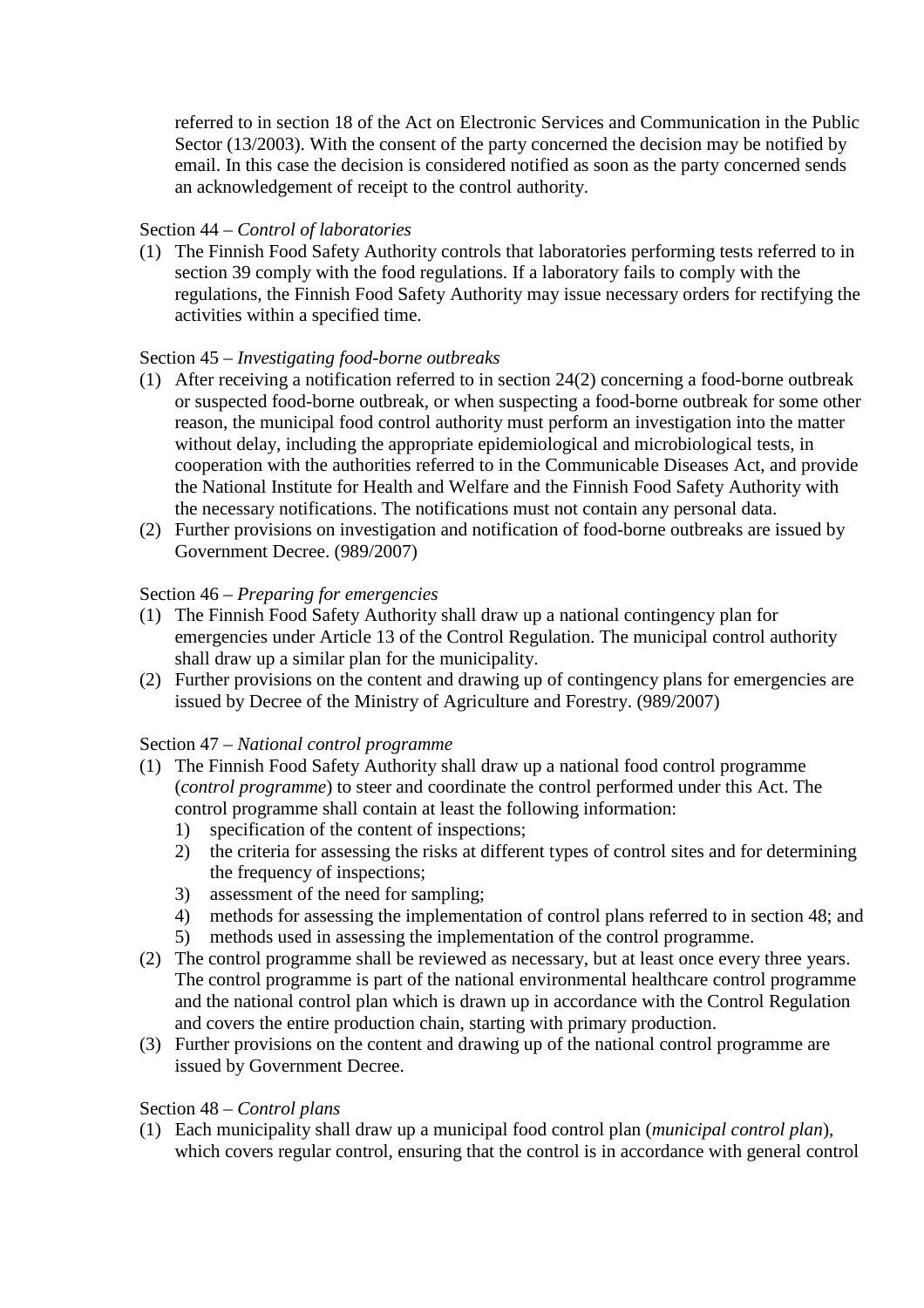referred to in section 18 of the Act on Electronic Services and Communication in the Public Sector (13/2003). With the consent of the party concerned the decision may be notified by email. In this case the decision is considered notified as soon as the party concerned sends an acknowledgement of receipt to the control authority.

Section 44 – *Control of laboratories*

(1) The Finnish Food Safety Authority controls that laboratories performing tests referred to in section 39 comply with the food regulations. If a laboratory fails to comply with the regulations, the Finnish Food Safety Authority may issue necessary orders for rectifying the activities within a specified time.

Section 45 – *Investigating food-borne outbreaks*

(1) After receiving a notification referred to in section 24(2) concerning a food-borne outbreak or suspected food-borne outbreak, or when suspecting a food-borne outbreak for some other reason, the municipal food control authority must perform an investigation into the matter without delay, including the appropriate epidemiological and microbiological tests, in cooperation with the authorities referred to in the Communicable Diseases Act, and provide the National Institute for Health and Welfare and the Finnish Food Safety Authority with the necessary notifications. The notifications must not contain any personal data.
(2) Further provisions on investigation and notification of food-borne outbreaks are issued by Government Decree. (989/2007)

Section 46 – *Preparing for emergencies*

(1) The Finnish Food Safety Authority shall draw up a national contingency plan for emergencies under Article 13 of the Control Regulation. The municipal control authority shall draw up a similar plan for the municipality.
(2) Further provisions on the content and drawing up of contingency plans for emergencies are issued by Decree of the Ministry of Agriculture and Forestry. (989/2007)

Section 47 – *National control programme*

(1) The Finnish Food Safety Authority shall draw up a national food control programme (*control programme*) to steer and coordinate the control performed under this Act. The control programme shall contain at least the following information:
   1) specification of the content of inspections;
   2) the criteria for assessing the risks at different types of control sites and for determining the frequency of inspections;
   3) assessment of the need for sampling;
   4) methods for assessing the implementation of control plans referred to in section 48; and
   5) methods used in assessing the implementation of the control programme.
(2) The control programme shall be reviewed as necessary, but at least once every three years. The control programme is part of the national environmental healthcare control programme and the national control plan which is drawn up in accordance with the Control Regulation and covers the entire production chain, starting with primary production.
(3) Further provisions on the content and drawing up of the national control programme are issued by Government Decree.

Section 48 – *Control plans*

(1) Each municipality shall draw up a municipal food control plan (*municipal control plan*), which covers regular control, ensuring that the control is in accordance with general control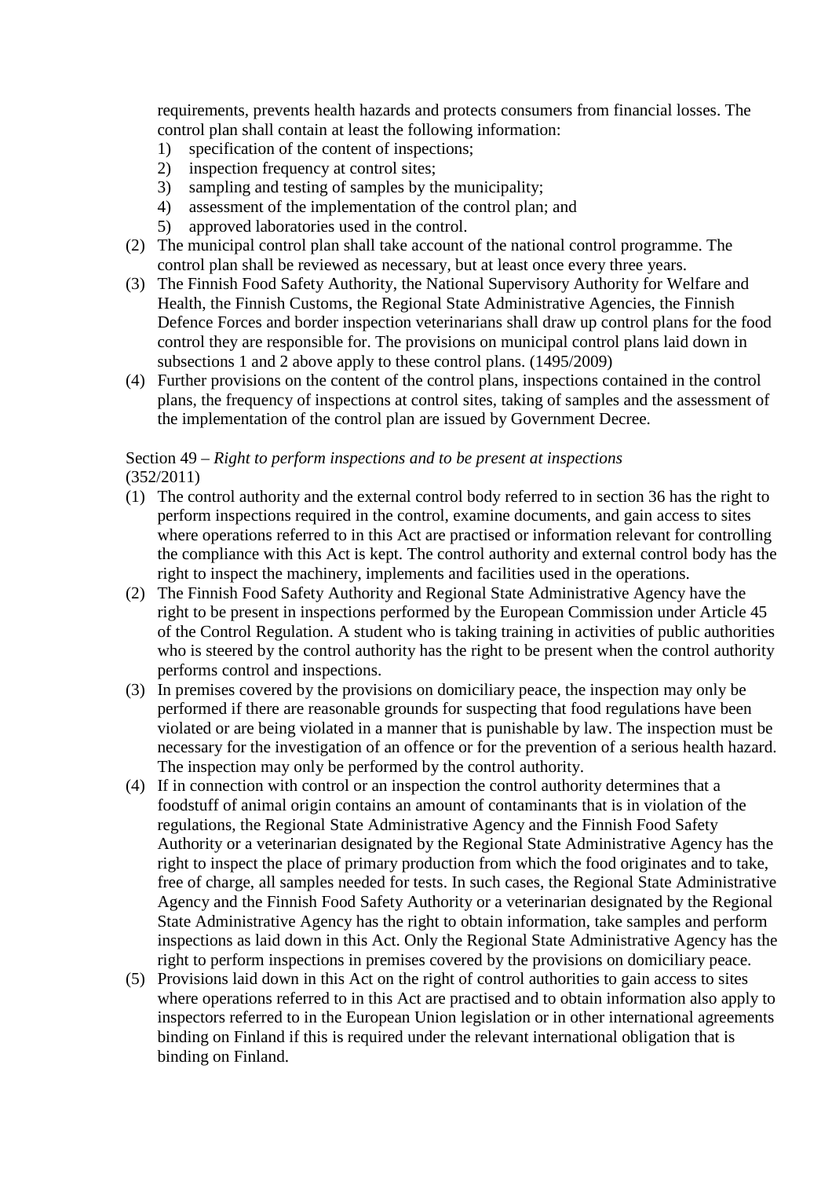requirements, prevents health hazards and protects consumers from financial losses. The control plan shall contain at least the following information:

1) specification of the content of inspections;
2) inspection frequency at control sites;
3) sampling and testing of samples by the municipality;
4) assessment of the implementation of the control plan; and
5) approved laboratories used in the control.

(2) The municipal control plan shall take account of the national control programme. The control plan shall be reviewed as necessary, but at least once every three years.

(3) The Finnish Food Safety Authority, the National Supervisory Authority for Welfare and Health, the Finnish Customs, the Regional State Administrative Agencies, the Finnish Defence Forces and border inspection veterinarians shall draw up control plans for the food control they are responsible for. The provisions on municipal control plans laid down in subsections 1 and 2 above apply to these control plans. (1495/2009)

(4) Further provisions on the content of the control plans, inspections contained in the control plans, the frequency of inspections at control sites, taking of samples and the assessment of the implementation of the control plan are issued by Government Decree.

Section 49 – *Right to perform inspections and to be present at inspections*
(352/2011)

(1) The control authority and the external control body referred to in section 36 has the right to perform inspections required in the control, examine documents, and gain access to sites where operations referred to in this Act are practised or information relevant for controlling the compliance with this Act is kept. The control authority and external control body has the right to inspect the machinery, implements and facilities used in the operations.

(2) The Finnish Food Safety Authority and Regional State Administrative Agency have the right to be present in inspections performed by the European Commission under Article 45 of the Control Regulation. A student who is taking training in activities of public authorities who is steered by the control authority has the right to be present when the control authority performs control and inspections.

(3) In premises covered by the provisions on domiciliary peace, the inspection may only be performed if there are reasonable grounds for suspecting that food regulations have been violated or are being violated in a manner that is punishable by law. The inspection must be necessary for the investigation of an offence or for the prevention of a serious health hazard. The inspection may only be performed by the control authority.

(4) If in connection with control or an inspection the control authority determines that a foodstuff of animal origin contains an amount of contaminants that is in violation of the regulations, the Regional State Administrative Agency and the Finnish Food Safety Authority or a veterinarian designated by the Regional State Administrative Agency has the right to inspect the place of primary production from which the food originates and to take, free of charge, all samples needed for tests. In such cases, the Regional State Administrative Agency and the Finnish Food Safety Authority or a veterinarian designated by the Regional State Administrative Agency has the right to obtain information, take samples and perform inspections as laid down in this Act. Only the Regional State Administrative Agency has the right to perform inspections in premises covered by the provisions on domiciliary peace.

(5) Provisions laid down in this Act on the right of control authorities to gain access to sites where operations referred to in this Act are practised and to obtain information also apply to inspectors referred to in the European Union legislation or in other international agreements binding on Finland if this is required under the relevant international obligation that is binding on Finland.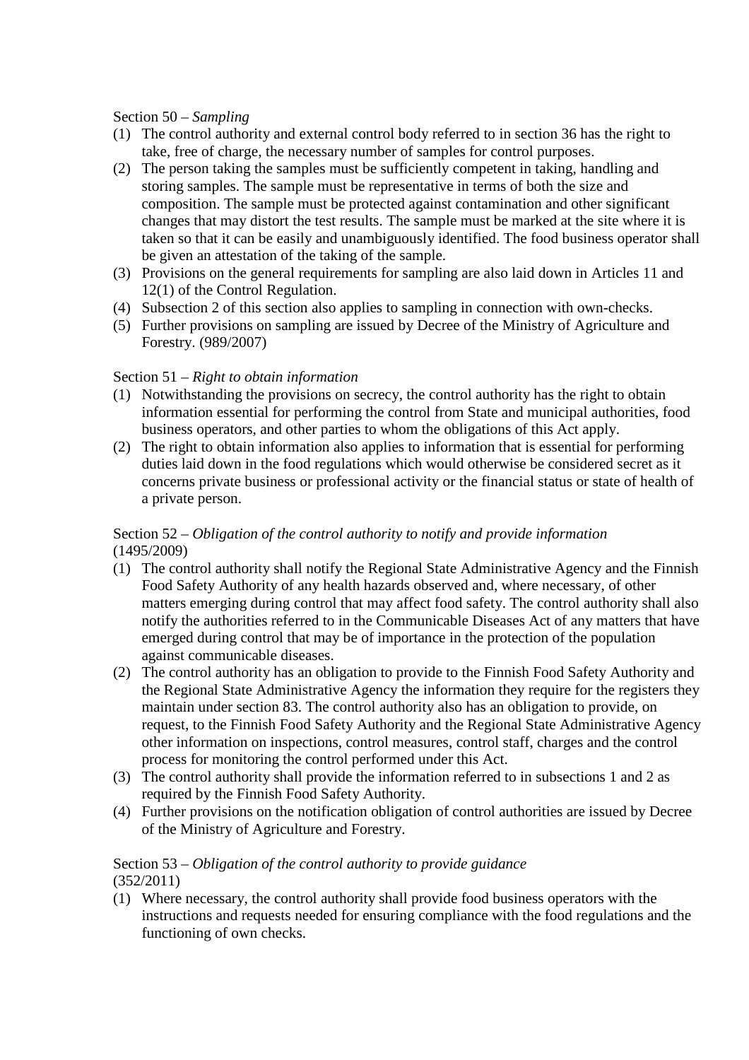Section 50 – *Sampling*

(1) The control authority and external control body referred to in section 36 has the right to take, free of charge, the necessary number of samples for control purposes.
(2) The person taking the samples must be sufficiently competent in taking, handling and storing samples. The sample must be representative in terms of both the size and composition. The sample must be protected against contamination and other significant changes that may distort the test results. The sample must be marked at the site where it is taken so that it can be easily and unambiguously identified. The food business operator shall be given an attestation of the taking of the sample.
(3) Provisions on the general requirements for sampling are also laid down in Articles 11 and 12(1) of the Control Regulation.
(4) Subsection 2 of this section also applies to sampling in connection with own-checks.
(5) Further provisions on sampling are issued by Decree of the Ministry of Agriculture and Forestry. (989/2007)

Section 51 – *Right to obtain information*

(1) Notwithstanding the provisions on secrecy, the control authority has the right to obtain information essential for performing the control from State and municipal authorities, food business operators, and other parties to whom the obligations of this Act apply.
(2) The right to obtain information also applies to information that is essential for performing duties laid down in the food regulations which would otherwise be considered secret as it concerns private business or professional activity or the financial status or state of health of a private person.

Section 52 – *Obligation of the control authority to notify and provide information*
(1495/2009)

(1) The control authority shall notify the Regional State Administrative Agency and the Finnish Food Safety Authority of any health hazards observed and, where necessary, of other matters emerging during control that may affect food safety. The control authority shall also notify the authorities referred to in the Communicable Diseases Act of any matters that have emerged during control that may be of importance in the protection of the population against communicable diseases.
(2) The control authority has an obligation to provide to the Finnish Food Safety Authority and the Regional State Administrative Agency the information they require for the registers they maintain under section 83. The control authority also has an obligation to provide, on request, to the Finnish Food Safety Authority and the Regional State Administrative Agency other information on inspections, control measures, control staff, charges and the control process for monitoring the control performed under this Act.
(3) The control authority shall provide the information referred to in subsections 1 and 2 as required by the Finnish Food Safety Authority.
(4) Further provisions on the notification obligation of control authorities are issued by Decree of the Ministry of Agriculture and Forestry.

Section 53 – *Obligation of the control authority to provide guidance*
(352/2011)

(1) Where necessary, the control authority shall provide food business operators with the instructions and requests needed for ensuring compliance with the food regulations and the functioning of own checks.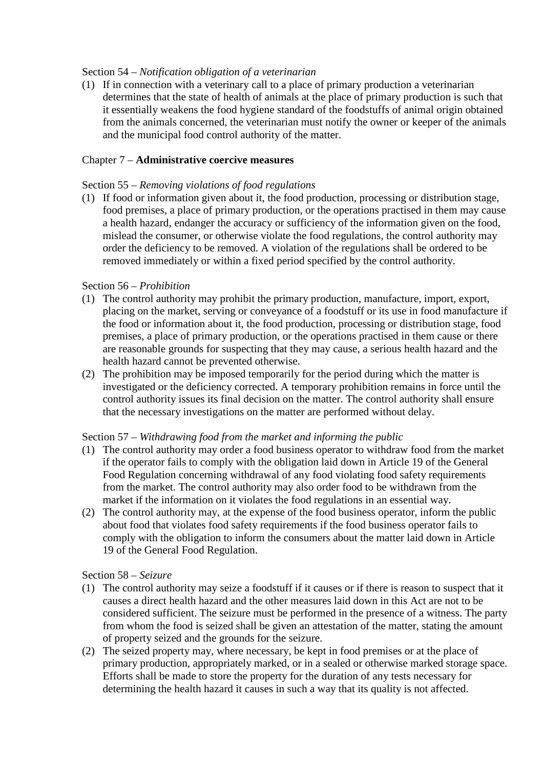Section 54 – *Notification obligation of a veterinarian*

(1) If in connection with a veterinary call to a place of primary production a veterinarian determines that the state of health of animals at the place of primary production is such that it essentially weakens the food hygiene standard of the foodstuffs of animal origin obtained from the animals concerned, the veterinarian must notify the owner or keeper of the animals and the municipal food control authority of the matter.

Chapter 7 – **Administrative coercive measures**

Section 55 – *Removing violations of food regulations*

(1) If food or information given about it, the food production, processing or distribution stage, food premises, a place of primary production, or the operations practised in them may cause a health hazard, endanger the accuracy or sufficiency of the information given on the food, mislead the consumer, or otherwise violate the food regulations, the control authority may order the deficiency to be removed. A violation of the regulations shall be ordered to be removed immediately or within a fixed period specified by the control authority.

Section 56 – *Prohibition*

(1) The control authority may prohibit the primary production, manufacture, import, export, placing on the market, serving or conveyance of a foodstuff or its use in food manufacture if the food or information about it, the food production, processing or distribution stage, food premises, a place of primary production, or the operations practised in them cause or there are reasonable grounds for suspecting that they may cause, a serious health hazard and the health hazard cannot be prevented otherwise.

(2) The prohibition may be imposed temporarily for the period during which the matter is investigated or the deficiency corrected. A temporary prohibition remains in force until the control authority issues its final decision on the matter. The control authority shall ensure that the necessary investigations on the matter are performed without delay.

Section 57 – *Withdrawing food from the market and informing the public*

(1) The control authority may order a food business operator to withdraw food from the market if the operator fails to comply with the obligation laid down in Article 19 of the General Food Regulation concerning withdrawal of any food violating food safety requirements from the market. The control authority may also order food to be withdrawn from the market if the information on it violates the food regulations in an essential way.

(2) The control authority may, at the expense of the food business operator, inform the public about food that violates food safety requirements if the food business operator fails to comply with the obligation to inform the consumers about the matter laid down in Article 19 of the General Food Regulation.

Section 58 – *Seizure*

(1) The control authority may seize a foodstuff if it causes or if there is reason to suspect that it causes a direct health hazard and the other measures laid down in this Act are not to be considered sufficient. The seizure must be performed in the presence of a witness. The party from whom the food is seized shall be given an attestation of the matter, stating the amount of property seized and the grounds for the seizure.

(2) The seized property may, where necessary, be kept in food premises or at the place of primary production, appropriately marked, or in a sealed or otherwise marked storage space. Efforts shall be made to store the property for the duration of any tests necessary for determining the health hazard it causes in such a way that its quality is not affected.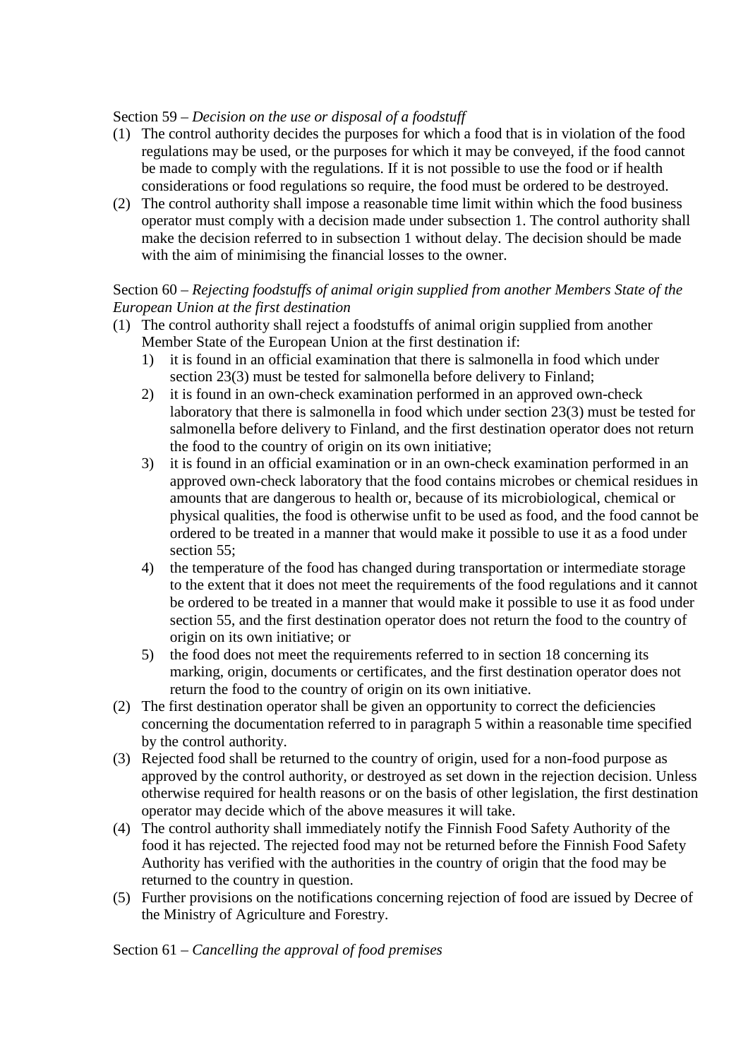Section 59 – *Decision on the use or disposal of a foodstuff*

(1) The control authority decides the purposes for which a food that is in violation of the food regulations may be used, or the purposes for which it may be conveyed, if the food cannot be made to comply with the regulations. If it is not possible to use the food or if health considerations or food regulations so require, the food must be ordered to be destroyed.

(2) The control authority shall impose a reasonable time limit within which the food business operator must comply with a decision made under subsection 1. The control authority shall make the decision referred to in subsection 1 without delay. The decision should be made with the aim of minimising the financial losses to the owner.

Section 60 – *Rejecting foodstuffs of animal origin supplied from another Members State of the European Union at the first destination*

(1) The control authority shall reject a foodstuffs of animal origin supplied from another Member State of the European Union at the first destination if:
   1) it is found in an official examination that there is salmonella in food which under section 23(3) must be tested for salmonella before delivery to Finland;
   2) it is found in an own-check examination performed in an approved own-check laboratory that there is salmonella in food which under section 23(3) must be tested for salmonella before delivery to Finland, and the first destination operator does not return the food to the country of origin on its own initiative;
   3) it is found in an official examination or in an own-check examination performed in an approved own-check laboratory that the food contains microbes or chemical residues in amounts that are dangerous to health or, because of its microbiological, chemical or physical qualities, the food is otherwise unfit to be used as food, and the food cannot be ordered to be treated in a manner that would make it possible to use it as a food under section 55;
   4) the temperature of the food has changed during transportation or intermediate storage to the extent that it does not meet the requirements of the food regulations and it cannot be ordered to be treated in a manner that would make it possible to use it as food under section 55, and the first destination operator does not return the food to the country of origin on its own initiative; or
   5) the food does not meet the requirements referred to in section 18 concerning its marking, origin, documents or certificates, and the first destination operator does not return the food to the country of origin on its own initiative.

(2) The first destination operator shall be given an opportunity to correct the deficiencies concerning the documentation referred to in paragraph 5 within a reasonable time specified by the control authority.

(3) Rejected food shall be returned to the country of origin, used for a non-food purpose as approved by the control authority, or destroyed as set down in the rejection decision. Unless otherwise required for health reasons or on the basis of other legislation, the first destination operator may decide which of the above measures it will take.

(4) The control authority shall immediately notify the Finnish Food Safety Authority of the food it has rejected. The rejected food may not be returned before the Finnish Food Safety Authority has verified with the authorities in the country of origin that the food may be returned to the country in question.

(5) Further provisions on the notifications concerning rejection of food are issued by Decree of the Ministry of Agriculture and Forestry.

Section 61 – *Cancelling the approval of food premises*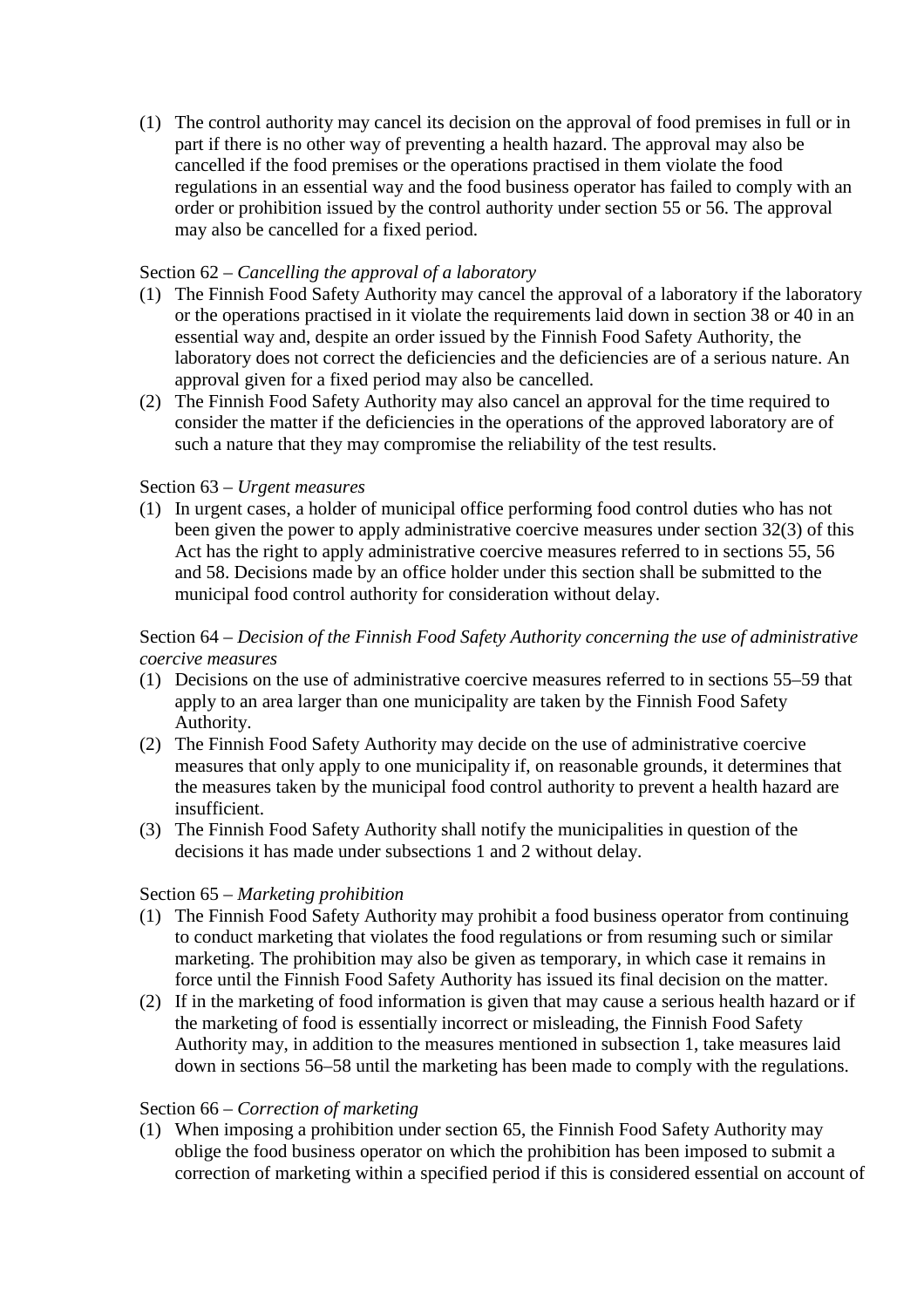(1) The control authority may cancel its decision on the approval of food premises in full or in part if there is no other way of preventing a health hazard. The approval may also be cancelled if the food premises or the operations practised in them violate the food regulations in an essential way and the food business operator has failed to comply with an order or prohibition issued by the control authority under section 55 or 56. The approval may also be cancelled for a fixed period.

Section 62 – *Cancelling the approval of a laboratory*

(1) The Finnish Food Safety Authority may cancel the approval of a laboratory if the laboratory or the operations practised in it violate the requirements laid down in section 38 or 40 in an essential way and, despite an order issued by the Finnish Food Safety Authority, the laboratory does not correct the deficiencies and the deficiencies are of a serious nature. An approval given for a fixed period may also be cancelled.

(2) The Finnish Food Safety Authority may also cancel an approval for the time required to consider the matter if the deficiencies in the operations of the approved laboratory are of such a nature that they may compromise the reliability of the test results.

Section 63 – *Urgent measures*

(1) In urgent cases, a holder of municipal office performing food control duties who has not been given the power to apply administrative coercive measures under section 32(3) of this Act has the right to apply administrative coercive measures referred to in sections 55, 56 and 58. Decisions made by an office holder under this section shall be submitted to the municipal food control authority for consideration without delay.

Section 64 – *Decision of the Finnish Food Safety Authority concerning the use of administrative coercive measures*

(1) Decisions on the use of administrative coercive measures referred to in sections 55–59 that apply to an area larger than one municipality are taken by the Finnish Food Safety Authority.

(2) The Finnish Food Safety Authority may decide on the use of administrative coercive measures that only apply to one municipality if, on reasonable grounds, it determines that the measures taken by the municipal food control authority to prevent a health hazard are insufficient.

(3) The Finnish Food Safety Authority shall notify the municipalities in question of the decisions it has made under subsections 1 and 2 without delay.

Section 65 – *Marketing prohibition*

(1) The Finnish Food Safety Authority may prohibit a food business operator from continuing to conduct marketing that violates the food regulations or from resuming such or similar marketing. The prohibition may also be given as temporary, in which case it remains in force until the Finnish Food Safety Authority has issued its final decision on the matter.

(2) If in the marketing of food information is given that may cause a serious health hazard or if the marketing of food is essentially incorrect or misleading, the Finnish Food Safety Authority may, in addition to the measures mentioned in subsection 1, take measures laid down in sections 56–58 until the marketing has been made to comply with the regulations.

Section 66 – *Correction of marketing*

(1) When imposing a prohibition under section 65, the Finnish Food Safety Authority may oblige the food business operator on which the prohibition has been imposed to submit a correction of marketing within a specified period if this is considered essential on account of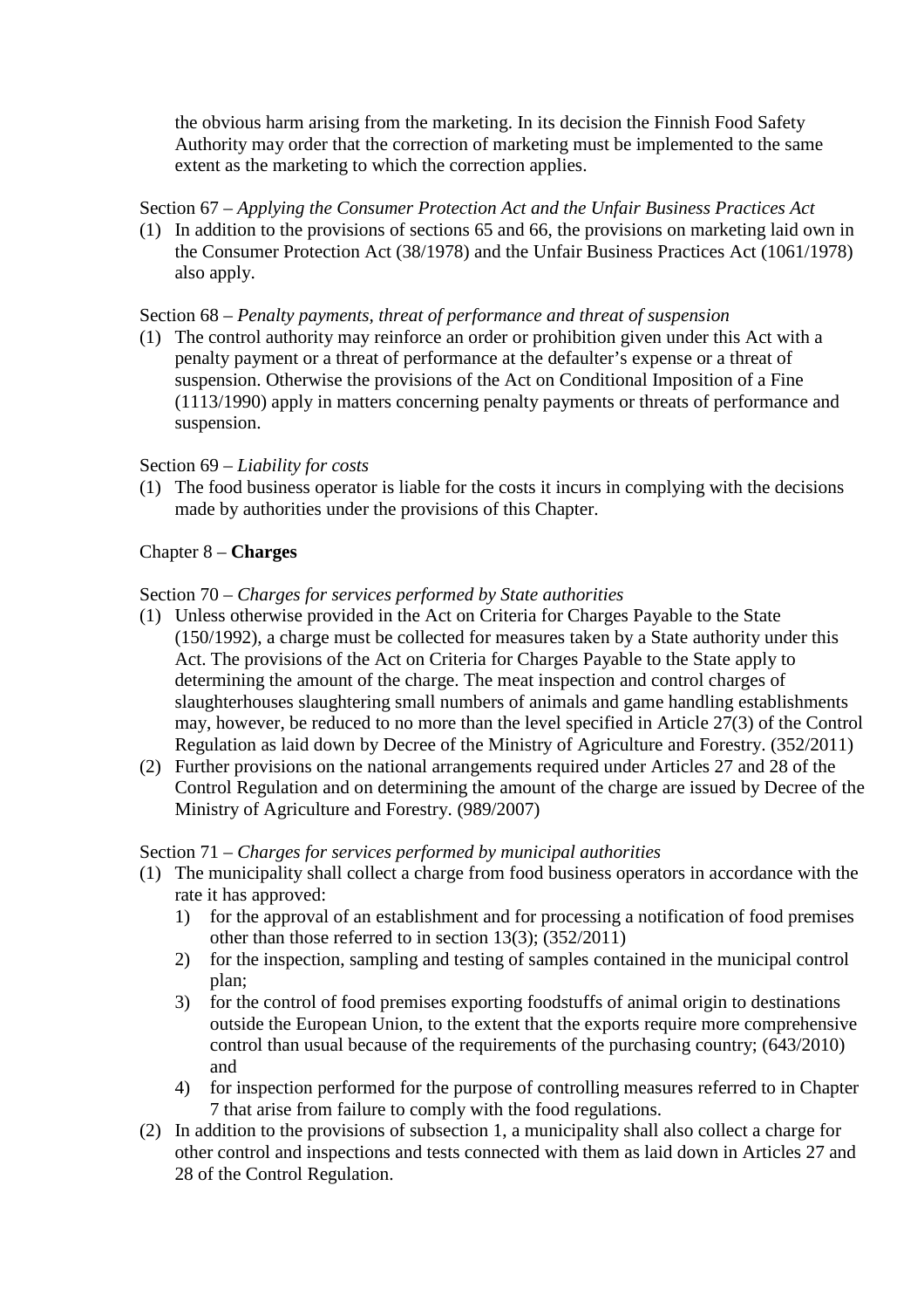the obvious harm arising from the marketing. In its decision the Finnish Food Safety Authority may order that the correction of marketing must be implemented to the same extent as the marketing to which the correction applies.

Section 67 – *Applying the Consumer Protection Act and the Unfair Business Practices Act*

(1) In addition to the provisions of sections 65 and 66, the provisions on marketing laid own in the Consumer Protection Act (38/1978) and the Unfair Business Practices Act (1061/1978) also apply.

Section 68 – *Penalty payments, threat of performance and threat of suspension*

(1) The control authority may reinforce an order or prohibition given under this Act with a penalty payment or a threat of performance at the defaulter's expense or a threat of suspension. Otherwise the provisions of the Act on Conditional Imposition of a Fine (1113/1990) apply in matters concerning penalty payments or threats of performance and suspension.

Section 69 – *Liability for costs*

(1) The food business operator is liable for the costs it incurs in complying with the decisions made by authorities under the provisions of this Chapter.

Chapter 8 – **Charges**

Section 70 – *Charges for services performed by State authorities*

(1) Unless otherwise provided in the Act on Criteria for Charges Payable to the State (150/1992), a charge must be collected for measures taken by a State authority under this Act. The provisions of the Act on Criteria for Charges Payable to the State apply to determining the amount of the charge. The meat inspection and control charges of slaughterhouses slaughtering small numbers of animals and game handling establishments may, however, be reduced to no more than the level specified in Article 27(3) of the Control Regulation as laid down by Decree of the Ministry of Agriculture and Forestry. (352/2011)
(2) Further provisions on the national arrangements required under Articles 27 and 28 of the Control Regulation and on determining the amount of the charge are issued by Decree of the Ministry of Agriculture and Forestry. (989/2007)

Section 71 – *Charges for services performed by municipal authorities*

(1) The municipality shall collect a charge from food business operators in accordance with the rate it has approved:
   1) for the approval of an establishment and for processing a notification of food premises other than those referred to in section 13(3); (352/2011)
   2) for the inspection, sampling and testing of samples contained in the municipal control plan;
   3) for the control of food premises exporting foodstuffs of animal origin to destinations outside the European Union, to the extent that the exports require more comprehensive control than usual because of the requirements of the purchasing country; (643/2010) and
   4) for inspection performed for the purpose of controlling measures referred to in Chapter 7 that arise from failure to comply with the food regulations.
(2) In addition to the provisions of subsection 1, a municipality shall also collect a charge for other control and inspections and tests connected with them as laid down in Articles 27 and 28 of the Control Regulation.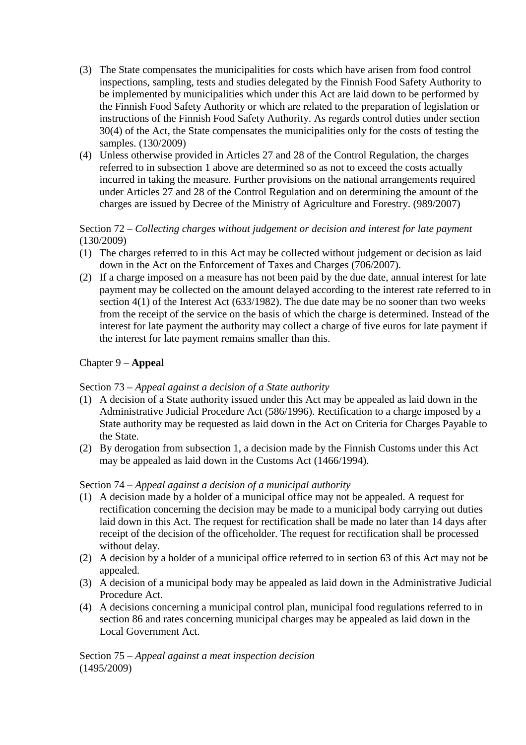(3) The State compensates the municipalities for costs which have arisen from food control inspections, sampling, tests and studies delegated by the Finnish Food Safety Authority to be implemented by municipalities which under this Act are laid down to be performed by the Finnish Food Safety Authority or which are related to the preparation of legislation or instructions of the Finnish Food Safety Authority. As regards control duties under section 30(4) of the Act, the State compensates the municipalities only for the costs of testing the samples. (130/2009)

(4) Unless otherwise provided in Articles 27 and 28 of the Control Regulation, the charges referred to in subsection 1 above are determined so as not to exceed the costs actually incurred in taking the measure. Further provisions on the national arrangements required under Articles 27 and 28 of the Control Regulation and on determining the amount of the charges are issued by Decree of the Ministry of Agriculture and Forestry. (989/2007)

Section 72 – *Collecting charges without judgement or decision and interest for late payment* (130/2009)

(1) The charges referred to in this Act may be collected without judgement or decision as laid down in the Act on the Enforcement of Taxes and Charges (706/2007).

(2) If a charge imposed on a measure has not been paid by the due date, annual interest for late payment may be collected on the amount delayed according to the interest rate referred to in section 4(1) of the Interest Act (633/1982). The due date may be no sooner than two weeks from the receipt of the service on the basis of which the charge is determined. Instead of the interest for late payment the authority may collect a charge of five euros for late payment if the interest for late payment remains smaller than this.

## Chapter 9 – **Appeal**

Section 73 – *Appeal against a decision of a State authority*

(1) A decision of a State authority issued under this Act may be appealed as laid down in the Administrative Judicial Procedure Act (586/1996). Rectification to a charge imposed by a State authority may be requested as laid down in the Act on Criteria for Charges Payable to the State.

(2) By derogation from subsection 1, a decision made by the Finnish Customs under this Act may be appealed as laid down in the Customs Act (1466/1994).

Section 74 – *Appeal against a decision of a municipal authority*

(1) A decision made by a holder of a municipal office may not be appealed. A request for rectification concerning the decision may be made to a municipal body carrying out duties laid down in this Act. The request for rectification shall be made no later than 14 days after receipt of the decision of the officeholder. The request for rectification shall be processed without delay.

(2) A decision by a holder of a municipal office referred to in section 63 of this Act may not be appealed.

(3) A decision of a municipal body may be appealed as laid down in the Administrative Judicial Procedure Act.

(4) A decisions concerning a municipal control plan, municipal food regulations referred to in section 86 and rates concerning municipal charges may be appealed as laid down in the Local Government Act.

Section 75 – *Appeal against a meat inspection decision* (1495/2009)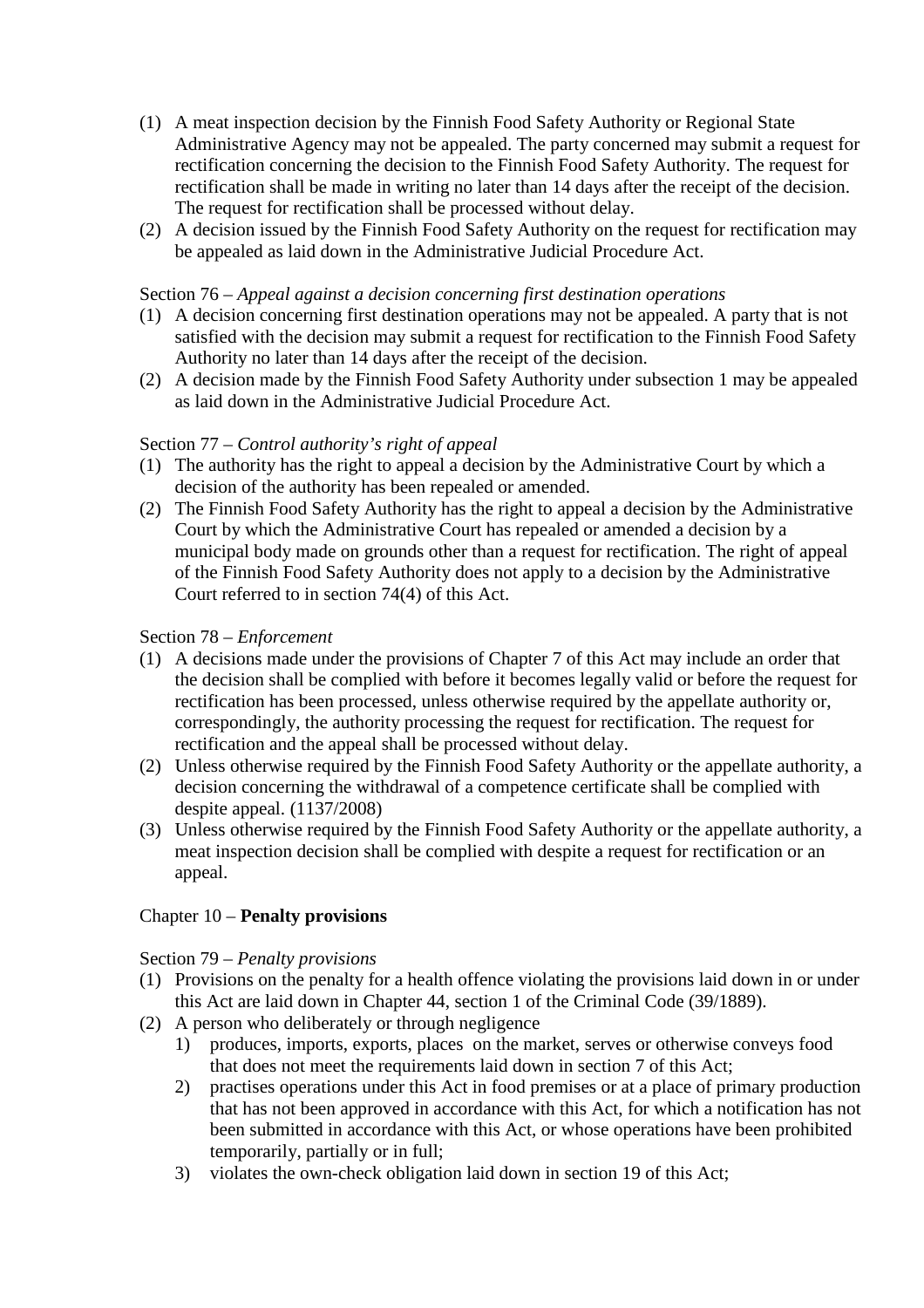(1) A meat inspection decision by the Finnish Food Safety Authority or Regional State Administrative Agency may not be appealed. The party concerned may submit a request for rectification concerning the decision to the Finnish Food Safety Authority. The request for rectification shall be made in writing no later than 14 days after the receipt of the decision. The request for rectification shall be processed without delay.

(2) A decision issued by the Finnish Food Safety Authority on the request for rectification may be appealed as laid down in the Administrative Judicial Procedure Act.

Section 76 – *Appeal against a decision concerning first destination operations*

(1) A decision concerning first destination operations may not be appealed. A party that is not satisfied with the decision may submit a request for rectification to the Finnish Food Safety Authority no later than 14 days after the receipt of the decision.

(2) A decision made by the Finnish Food Safety Authority under subsection 1 may be appealed as laid down in the Administrative Judicial Procedure Act.

Section 77 – *Control authority's right of appeal*

(1) The authority has the right to appeal a decision by the Administrative Court by which a decision of the authority has been repealed or amended.

(2) The Finnish Food Safety Authority has the right to appeal a decision by the Administrative Court by which the Administrative Court has repealed or amended a decision by a municipal body made on grounds other than a request for rectification. The right of appeal of the Finnish Food Safety Authority does not apply to a decision by the Administrative Court referred to in section 74(4) of this Act.

Section 78 – *Enforcement*

(1) A decisions made under the provisions of Chapter 7 of this Act may include an order that the decision shall be complied with before it becomes legally valid or before the request for rectification has been processed, unless otherwise required by the appellate authority or, correspondingly, the authority processing the request for rectification. The request for rectification and the appeal shall be processed without delay.

(2) Unless otherwise required by the Finnish Food Safety Authority or the appellate authority, a decision concerning the withdrawal of a competence certificate shall be complied with despite appeal. (1137/2008)

(3) Unless otherwise required by the Finnish Food Safety Authority or the appellate authority, a meat inspection decision shall be complied with despite a request for rectification or an appeal.

## Chapter 10 – **Penalty provisions**

Section 79 – *Penalty provisions*

(1) Provisions on the penalty for a health offence violating the provisions laid down in or under this Act are laid down in Chapter 44, section 1 of the Criminal Code (39/1889).

(2) A person who deliberately or through negligence
   1) produces, imports, exports, places on the market, serves or otherwise conveys food that does not meet the requirements laid down in section 7 of this Act;
   2) practises operations under this Act in food premises or at a place of primary production that has not been approved in accordance with this Act, for which a notification has not been submitted in accordance with this Act, or whose operations have been prohibited temporarily, partially or in full;
   3) violates the own-check obligation laid down in section 19 of this Act;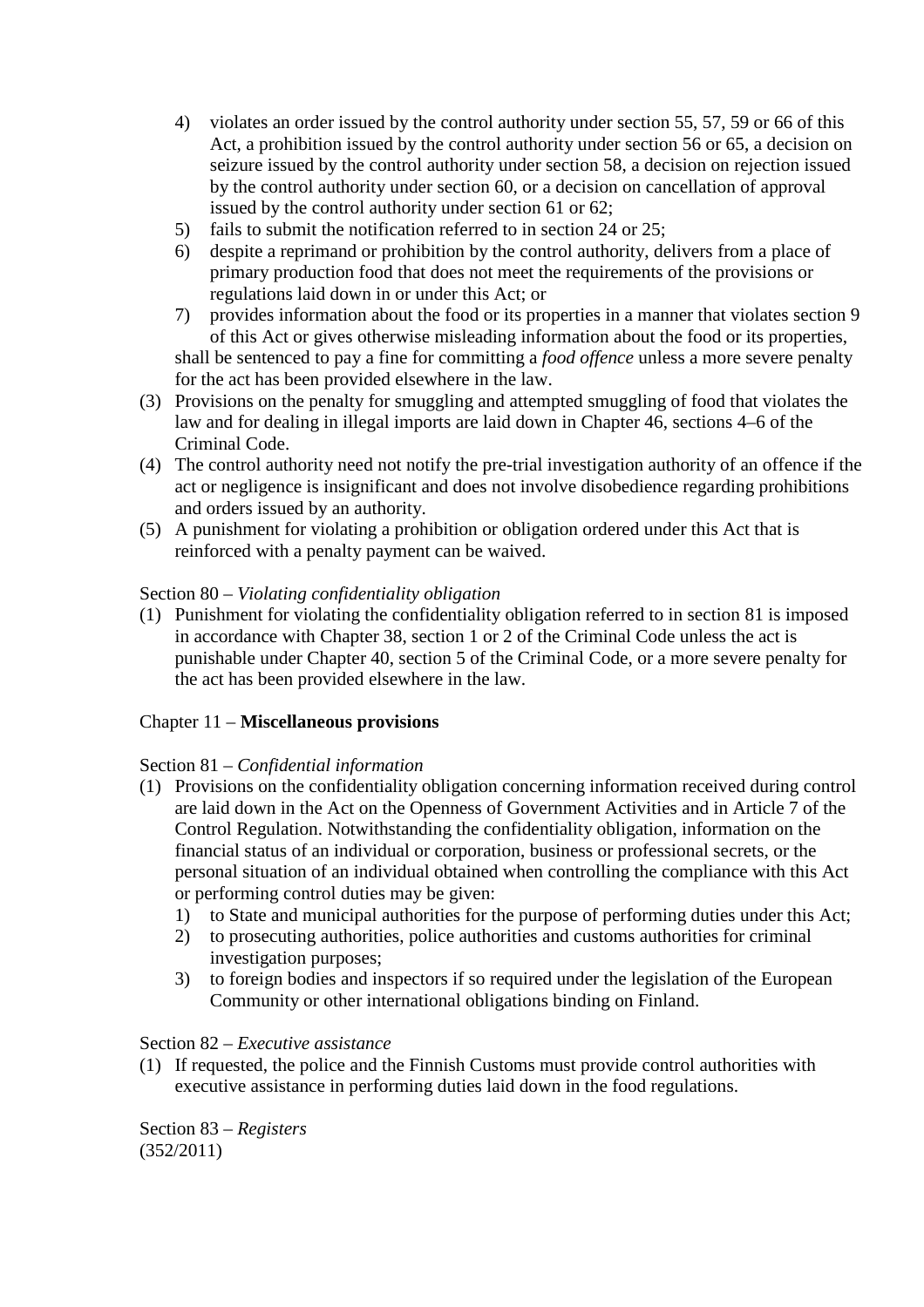4) violates an order issued by the control authority under section 55, 57, 59 or 66 of this Act, a prohibition issued by the control authority under section 56 or 65, a decision on seizure issued by the control authority under section 58, a decision on rejection issued by the control authority under section 60, or a decision on cancellation of approval issued by the control authority under section 61 or 62;
5) fails to submit the notification referred to in section 24 or 25;
6) despite a reprimand or prohibition by the control authority, delivers from a place of primary production food that does not meet the requirements of the provisions or regulations laid down in or under this Act; or
7) provides information about the food or its properties in a manner that violates section 9 of this Act or gives otherwise misleading information about the food or its properties,

shall be sentenced to pay a fine for committing a *food offence* unless a more severe penalty for the act has been provided elsewhere in the law.

(3) Provisions on the penalty for smuggling and attempted smuggling of food that violates the law and for dealing in illegal imports are laid down in Chapter 46, sections 4–6 of the Criminal Code.

(4) The control authority need not notify the pre-trial investigation authority of an offence if the act or negligence is insignificant and does not involve disobedience regarding prohibitions and orders issued by an authority.

(5) A punishment for violating a prohibition or obligation ordered under this Act that is reinforced with a penalty payment can be waived.

Section 80 – *Violating confidentiality obligation*

(1) Punishment for violating the confidentiality obligation referred to in section 81 is imposed in accordance with Chapter 38, section 1 or 2 of the Criminal Code unless the act is punishable under Chapter 40, section 5 of the Criminal Code, or a more severe penalty for the act has been provided elsewhere in the law.

Chapter 11 – **Miscellaneous provisions**

Section 81 – *Confidential information*

(1) Provisions on the confidentiality obligation concerning information received during control are laid down in the Act on the Openness of Government Activities and in Article 7 of the Control Regulation. Notwithstanding the confidentiality obligation, information on the financial status of an individual or corporation, business or professional secrets, or the personal situation of an individual obtained when controlling the compliance with this Act or performing control duties may be given:
   1) to State and municipal authorities for the purpose of performing duties under this Act;
   2) to prosecuting authorities, police authorities and customs authorities for criminal investigation purposes;
   3) to foreign bodies and inspectors if so required under the legislation of the European Community or other international obligations binding on Finland.

Section 82 – *Executive assistance*

(1) If requested, the police and the Finnish Customs must provide control authorities with executive assistance in performing duties laid down in the food regulations.

Section 83 – *Registers*
(352/2011)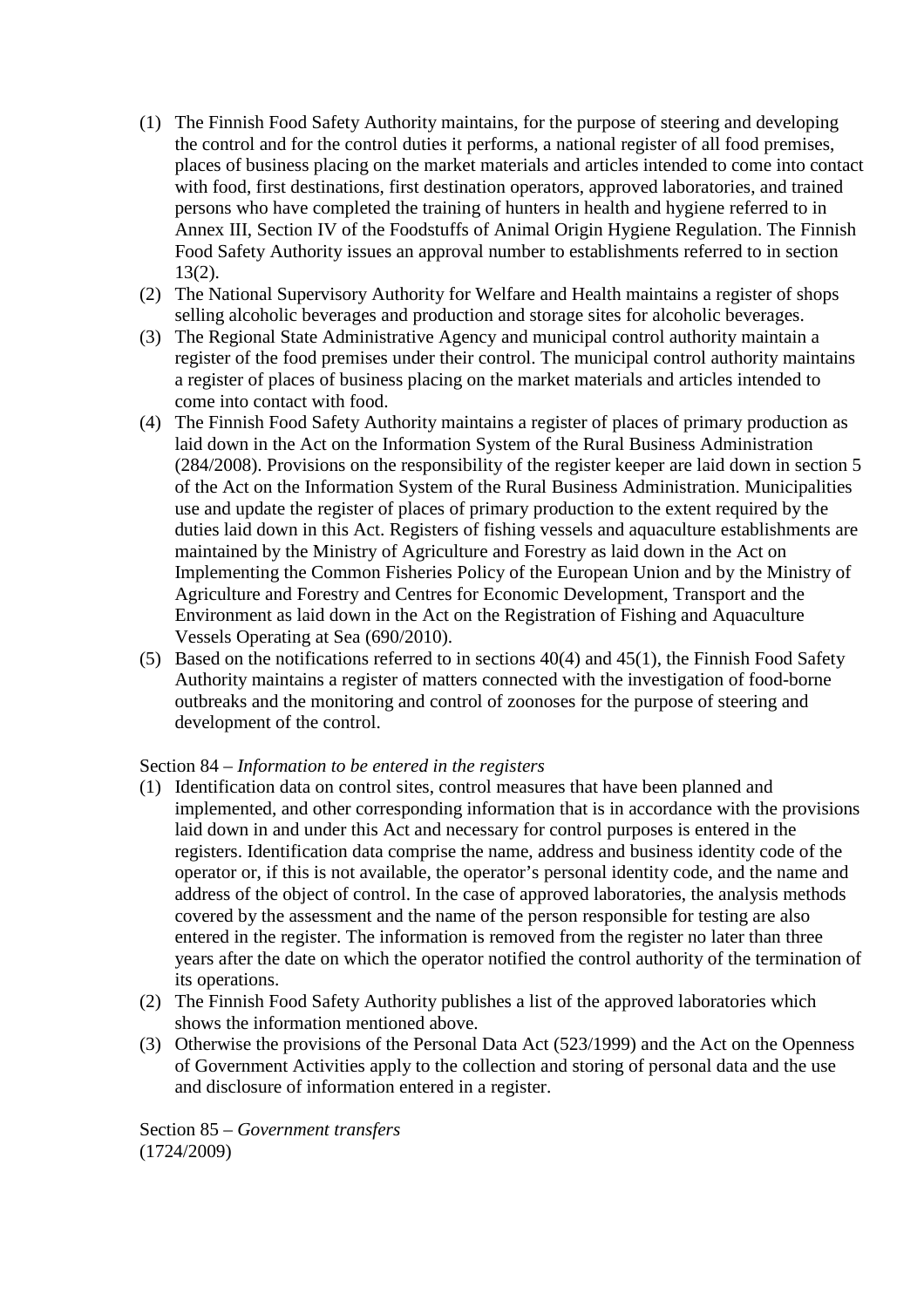(1) The Finnish Food Safety Authority maintains, for the purpose of steering and developing the control and for the control duties it performs, a national register of all food premises, places of business placing on the market materials and articles intended to come into contact with food, first destinations, first destination operators, approved laboratories, and trained persons who have completed the training of hunters in health and hygiene referred to in Annex III, Section IV of the Foodstuffs of Animal Origin Hygiene Regulation. The Finnish Food Safety Authority issues an approval number to establishments referred to in section 13(2).

(2) The National Supervisory Authority for Welfare and Health maintains a register of shops selling alcoholic beverages and production and storage sites for alcoholic beverages.

(3) The Regional State Administrative Agency and municipal control authority maintain a register of the food premises under their control. The municipal control authority maintains a register of places of business placing on the market materials and articles intended to come into contact with food.

(4) The Finnish Food Safety Authority maintains a register of places of primary production as laid down in the Act on the Information System of the Rural Business Administration (284/2008). Provisions on the responsibility of the register keeper are laid down in section 5 of the Act on the Information System of the Rural Business Administration. Municipalities use and update the register of places of primary production to the extent required by the duties laid down in this Act. Registers of fishing vessels and aquaculture establishments are maintained by the Ministry of Agriculture and Forestry as laid down in the Act on Implementing the Common Fisheries Policy of the European Union and by the Ministry of Agriculture and Forestry and Centres for Economic Development, Transport and the Environment as laid down in the Act on the Registration of Fishing and Aquaculture Vessels Operating at Sea (690/2010).

(5) Based on the notifications referred to in sections 40(4) and 45(1), the Finnish Food Safety Authority maintains a register of matters connected with the investigation of food-borne outbreaks and the monitoring and control of zoonoses for the purpose of steering and development of the control.

Section 84 – *Information to be entered in the registers*

(1) Identification data on control sites, control measures that have been planned and implemented, and other corresponding information that is in accordance with the provisions laid down in and under this Act and necessary for control purposes is entered in the registers. Identification data comprise the name, address and business identity code of the operator or, if this is not available, the operator's personal identity code, and the name and address of the object of control. In the case of approved laboratories, the analysis methods covered by the assessment and the name of the person responsible for testing are also entered in the register. The information is removed from the register no later than three years after the date on which the operator notified the control authority of the termination of its operations.

(2) The Finnish Food Safety Authority publishes a list of the approved laboratories which shows the information mentioned above.

(3) Otherwise the provisions of the Personal Data Act (523/1999) and the Act on the Openness of Government Activities apply to the collection and storing of personal data and the use and disclosure of information entered in a register.

Section 85 – *Government transfers*
(1724/2009)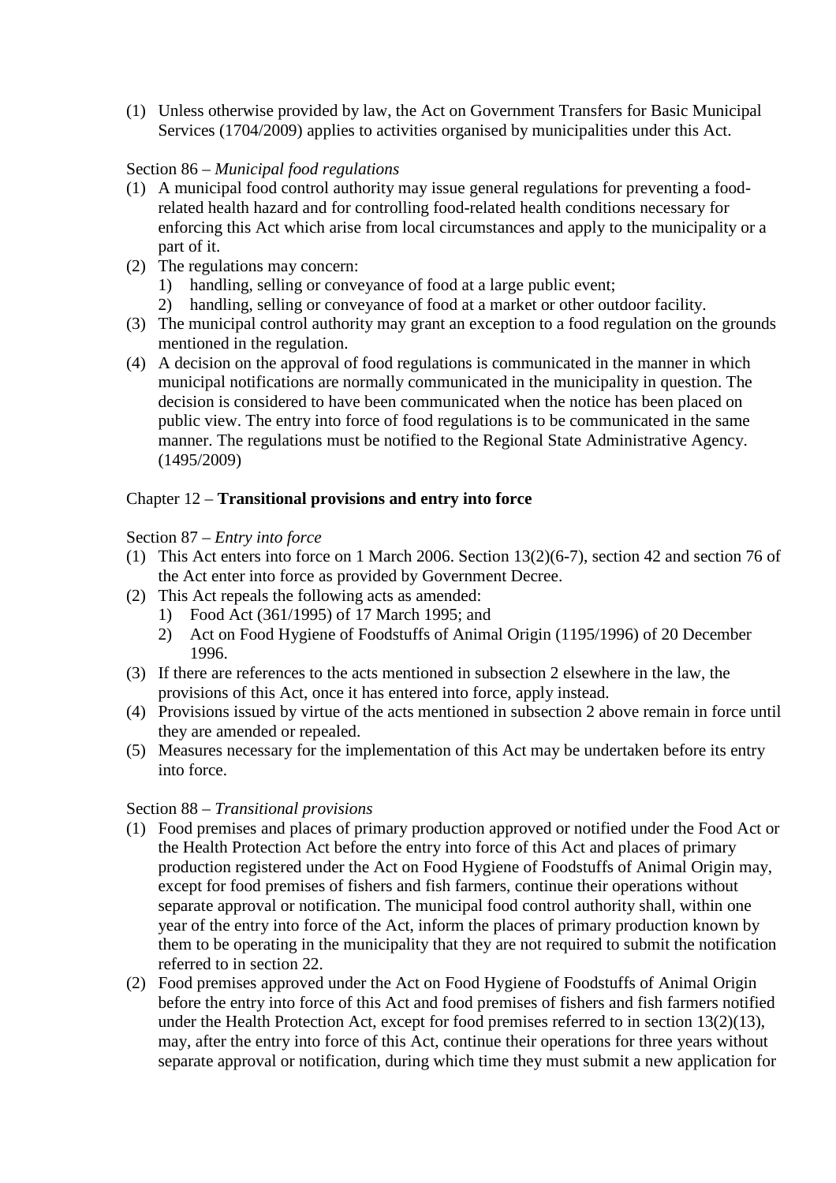(1) Unless otherwise provided by law, the Act on Government Transfers for Basic Municipal Services (1704/2009) applies to activities organised by municipalities under this Act.

Section 86 – *Municipal food regulations*

(1) A municipal food control authority may issue general regulations for preventing a food-related health hazard and for controlling food-related health conditions necessary for enforcing this Act which arise from local circumstances and apply to the municipality or a part of it.
(2) The regulations may concern:
   1) handling, selling or conveyance of food at a large public event;
   2) handling, selling or conveyance of food at a market or other outdoor facility.
(3) The municipal control authority may grant an exception to a food regulation on the grounds mentioned in the regulation.
(4) A decision on the approval of food regulations is communicated in the manner in which municipal notifications are normally communicated in the municipality in question. The decision is considered to have been communicated when the notice has been placed on public view. The entry into force of food regulations is to be communicated in the same manner. The regulations must be notified to the Regional State Administrative Agency. (1495/2009)

Chapter 12 – **Transitional provisions and entry into force**

Section 87 – *Entry into force*

(1) This Act enters into force on 1 March 2006. Section 13(2)(6-7), section 42 and section 76 of the Act enter into force as provided by Government Decree.
(2) This Act repeals the following acts as amended:
   1) Food Act (361/1995) of 17 March 1995; and
   2) Act on Food Hygiene of Foodstuffs of Animal Origin (1195/1996) of 20 December 1996.
(3) If there are references to the acts mentioned in subsection 2 elsewhere in the law, the provisions of this Act, once it has entered into force, apply instead.
(4) Provisions issued by virtue of the acts mentioned in subsection 2 above remain in force until they are amended or repealed.
(5) Measures necessary for the implementation of this Act may be undertaken before its entry into force.

Section 88 – *Transitional provisions*

(1) Food premises and places of primary production approved or notified under the Food Act or the Health Protection Act before the entry into force of this Act and places of primary production registered under the Act on Food Hygiene of Foodstuffs of Animal Origin may, except for food premises of fishers and fish farmers, continue their operations without separate approval or notification. The municipal food control authority shall, within one year of the entry into force of the Act, inform the places of primary production known by them to be operating in the municipality that they are not required to submit the notification referred to in section 22.
(2) Food premises approved under the Act on Food Hygiene of Foodstuffs of Animal Origin before the entry into force of this Act and food premises of fishers and fish farmers notified under the Health Protection Act, except for food premises referred to in section 13(2)(13), may, after the entry into force of this Act, continue their operations for three years without separate approval or notification, during which time they must submit a new application for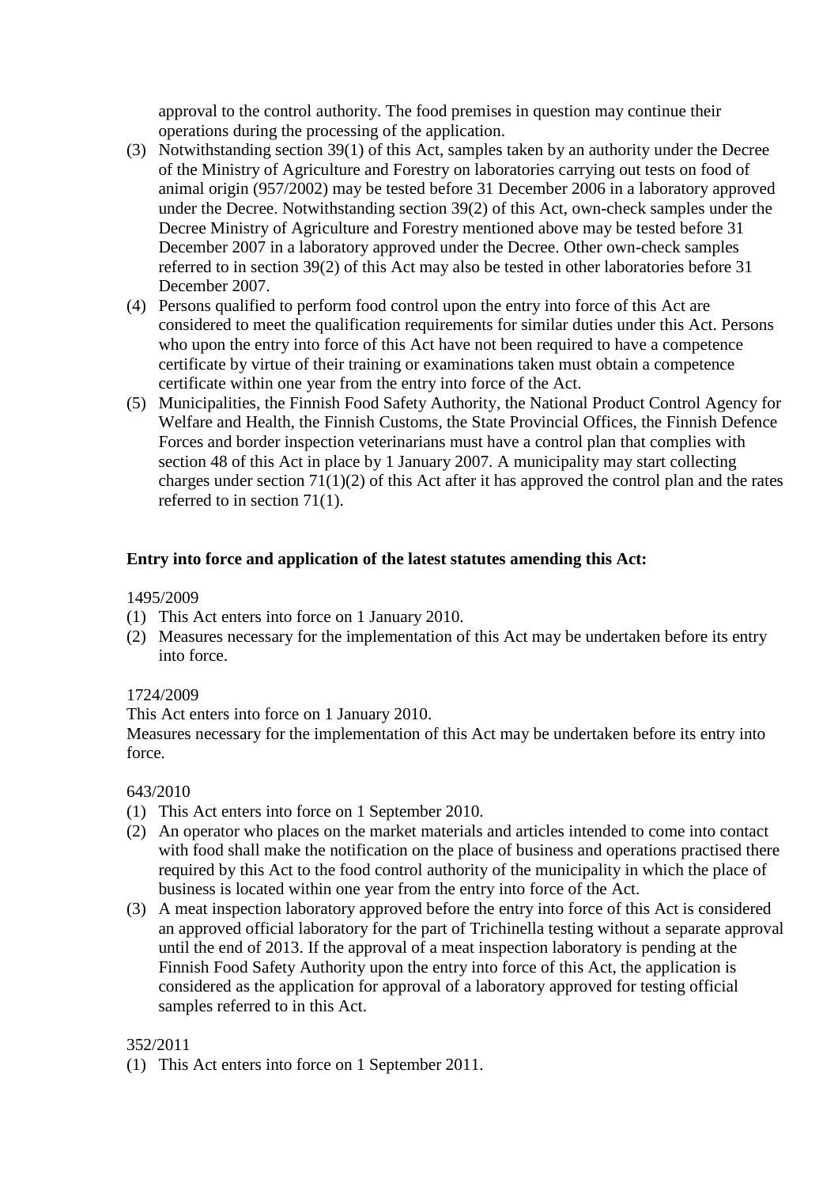approval to the control authority. The food premises in question may continue their operations during the processing of the application.

(3) Notwithstanding section 39(1) of this Act, samples taken by an authority under the Decree of the Ministry of Agriculture and Forestry on laboratories carrying out tests on food of animal origin (957/2002) may be tested before 31 December 2006 in a laboratory approved under the Decree. Notwithstanding section 39(2) of this Act, own-check samples under the Decree Ministry of Agriculture and Forestry mentioned above may be tested before 31 December 2007 in a laboratory approved under the Decree. Other own-check samples referred to in section 39(2) of this Act may also be tested in other laboratories before 31 December 2007.

(4) Persons qualified to perform food control upon the entry into force of this Act are considered to meet the qualification requirements for similar duties under this Act. Persons who upon the entry into force of this Act have not been required to have a competence certificate by virtue of their training or examinations taken must obtain a competence certificate within one year from the entry into force of the Act.

(5) Municipalities, the Finnish Food Safety Authority, the National Product Control Agency for Welfare and Health, the Finnish Customs, the State Provincial Offices, the Finnish Defence Forces and border inspection veterinarians must have a control plan that complies with section 48 of this Act in place by 1 January 2007. A municipality may start collecting charges under section 71(1)(2) of this Act after it has approved the control plan and the rates referred to in section 71(1).

**Entry into force and application of the latest statutes amending this Act:**

1495/2009

(1) This Act enters into force on 1 January 2010.

(2) Measures necessary for the implementation of this Act may be undertaken before its entry into force.

1724/2009

This Act enters into force on 1 January 2010.

Measures necessary for the implementation of this Act may be undertaken before its entry into force.

643/2010

(1) This Act enters into force on 1 September 2010.

(2) An operator who places on the market materials and articles intended to come into contact with food shall make the notification on the place of business and operations practised there required by this Act to the food control authority of the municipality in which the place of business is located within one year from the entry into force of the Act.

(3) A meat inspection laboratory approved before the entry into force of this Act is considered an approved official laboratory for the part of Trichinella testing without a separate approval until the end of 2013. If the approval of a meat inspection laboratory is pending at the Finnish Food Safety Authority upon the entry into force of this Act, the application is considered as the application for approval of a laboratory approved for testing official samples referred to in this Act.

352/2011

(1) This Act enters into force on 1 September 2011.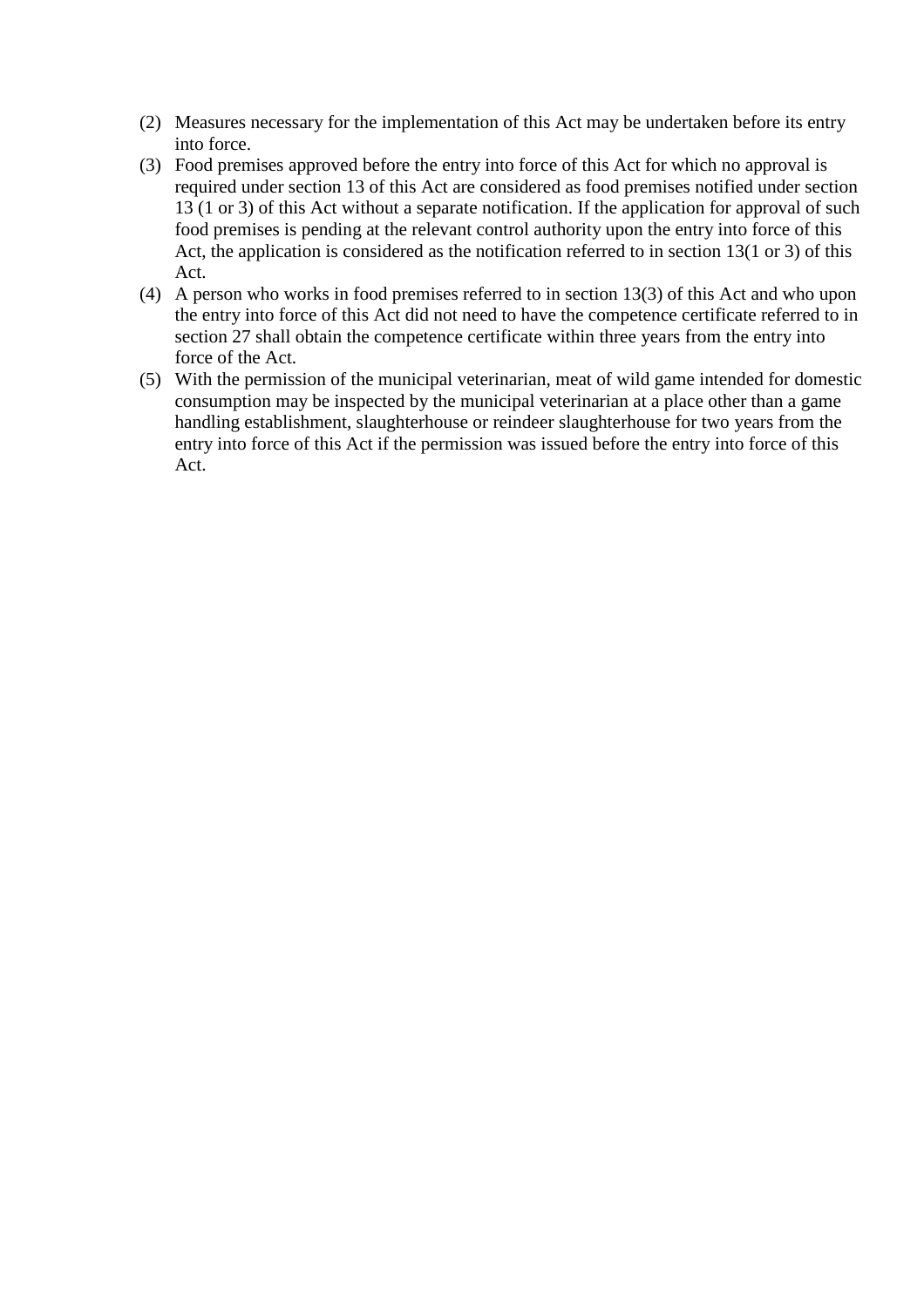(2) Measures necessary for the implementation of this Act may be undertaken before its entry into force.

(3) Food premises approved before the entry into force of this Act for which no approval is required under section 13 of this Act are considered as food premises notified under section 13 (1 or 3) of this Act without a separate notification. If the application for approval of such food premises is pending at the relevant control authority upon the entry into force of this Act, the application is considered as the notification referred to in section 13(1 or 3) of this Act.

(4) A person who works in food premises referred to in section 13(3) of this Act and who upon the entry into force of this Act did not need to have the competence certificate referred to in section 27 shall obtain the competence certificate within three years from the entry into force of the Act.

(5) With the permission of the municipal veterinarian, meat of wild game intended for domestic consumption may be inspected by the municipal veterinarian at a place other than a game handling establishment, slaughterhouse or reindeer slaughterhouse for two years from the entry into force of this Act if the permission was issued before the entry into force of this Act.